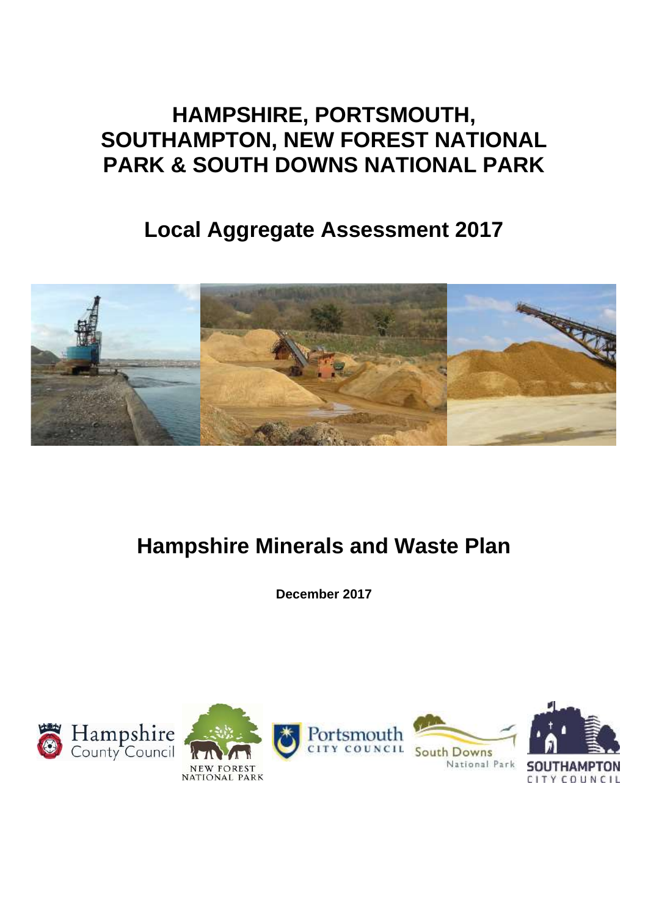# HAMPSHIRE, PORTSMOUTH, SOUTHAMPTON, NEW FOREST NATIONAL PARK & SOUTH DOWNS NATIONAL PARK

## Local Aggregate Assessment 2017

## Hampshire Minerals and Waste Plan

**December 2017**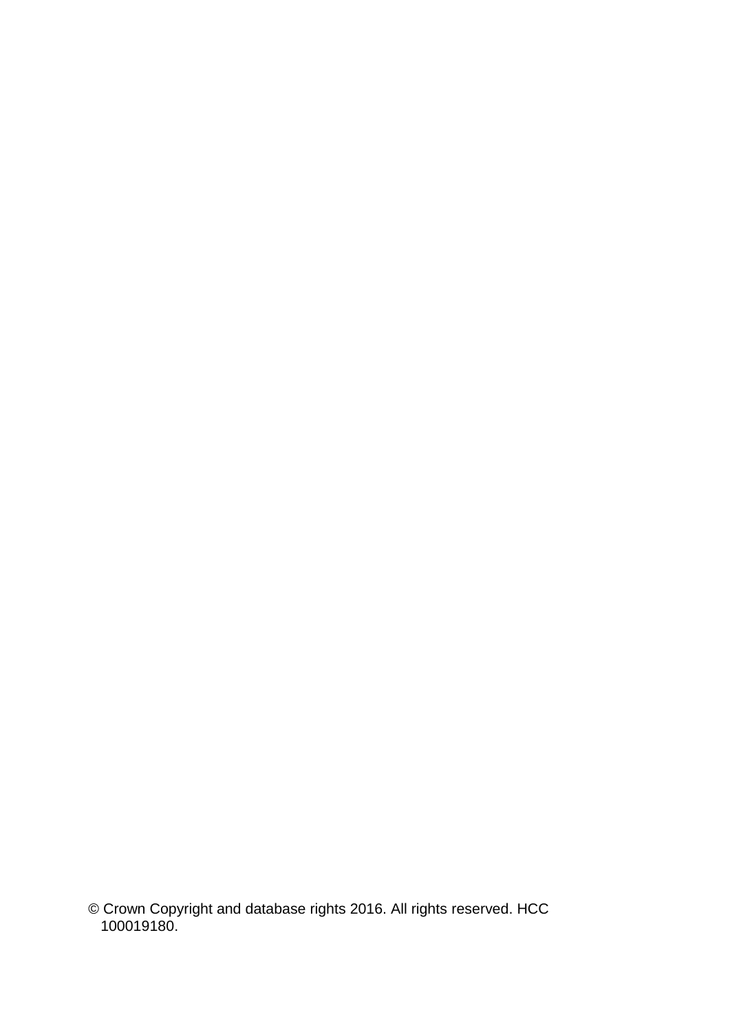© Crown Copyright and database rights 2016. All rights reserved. HCC 100019180.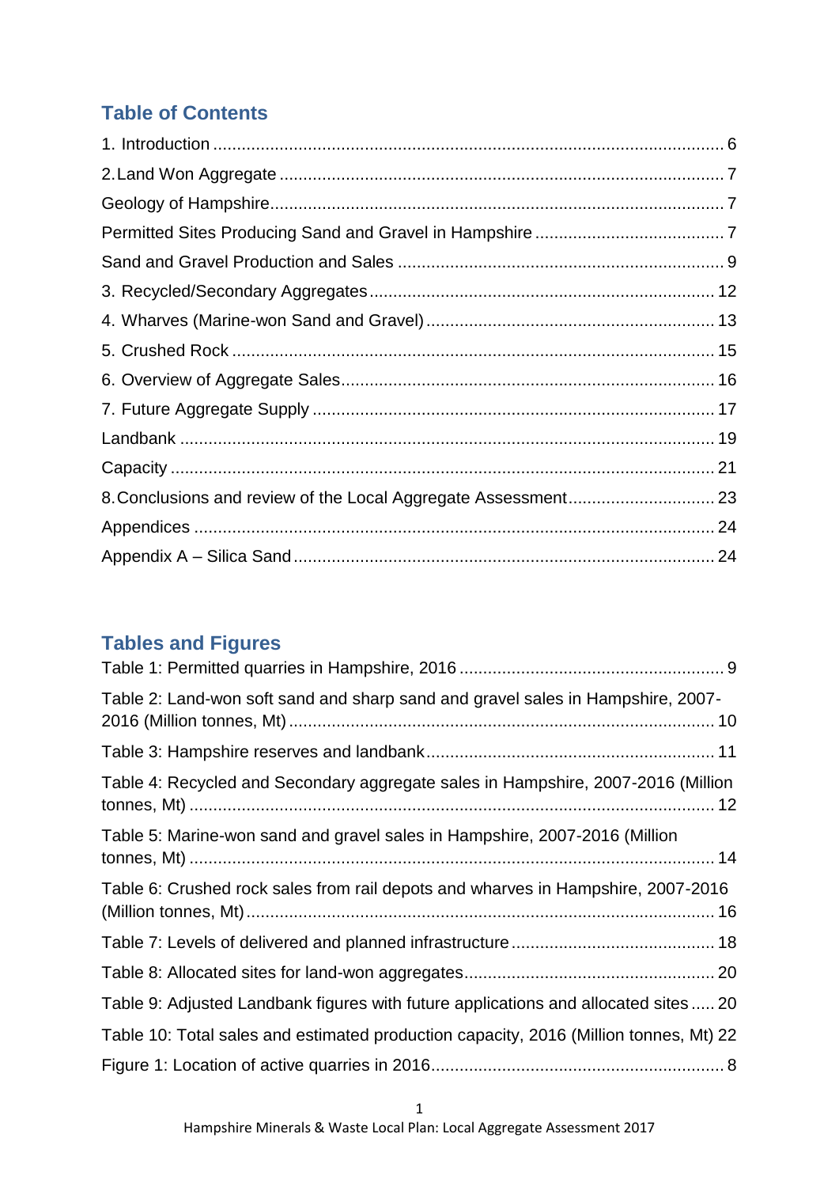## Table of Contents

1. Introduction ........................................................................................................ 6
2. Land Won Aggregate ........................................................................................ 7
Geology of Hampshire........................................................................................... 7
Permitted Sites Producing Sand and Gravel in Hampshire .................................... 7
Sand and Gravel Production and Sales ................................................................. 9
3. Recycled/Secondary Aggregates..................................................................... 12
4. Wharves (Marine-won Sand and Gravel)......................................................... 13
5. Crushed Rock .................................................................................................. 15
6. Overview of Aggregate Sales........................................................................... 16
7. Future Aggregate Supply ................................................................................. 17
Landbank ............................................................................................................. 19
Capacity ............................................................................................................... 21
8. Conclusions and review of the Local Aggregate Assessment.......................... 23
Appendices .......................................................................................................... 24
Appendix A – Silica Sand ..................................................................................... 24

## Tables and Figures

Table 1: Permitted quarries in Hampshire, 2016 ..................................................... 9
Table 2: Land-won soft sand and sharp sand and gravel sales in Hampshire, 2007-2016 (Million tonnes, Mt) ...................................................................................... 10
Table 3: Hampshire reserves and landbank .......................................................... 11
Table 4: Recycled and Secondary aggregate sales in Hampshire, 2007-2016 (Million tonnes, Mt) ........................................................................................................... 12
Table 5: Marine-won sand and gravel sales in Hampshire, 2007-2016 (Million tonnes, Mt) ........................................................................................................... 14
Table 6: Crushed rock sales from rail depots and wharves in Hampshire, 2007-2016 (Million tonnes, Mt).............................................................................................. 16
Table 7: Levels of delivered and planned infrastructure ........................................ 18
Table 8: Allocated sites for land-won aggregates.................................................. 20
Table 9: Adjusted Landbank figures with future applications and allocated sites ..... 20
Table 10: Total sales and estimated production capacity, 2016 (Million tonnes, Mt) 22
Figure 1: Location of active quarries in 2016.......................................................... 8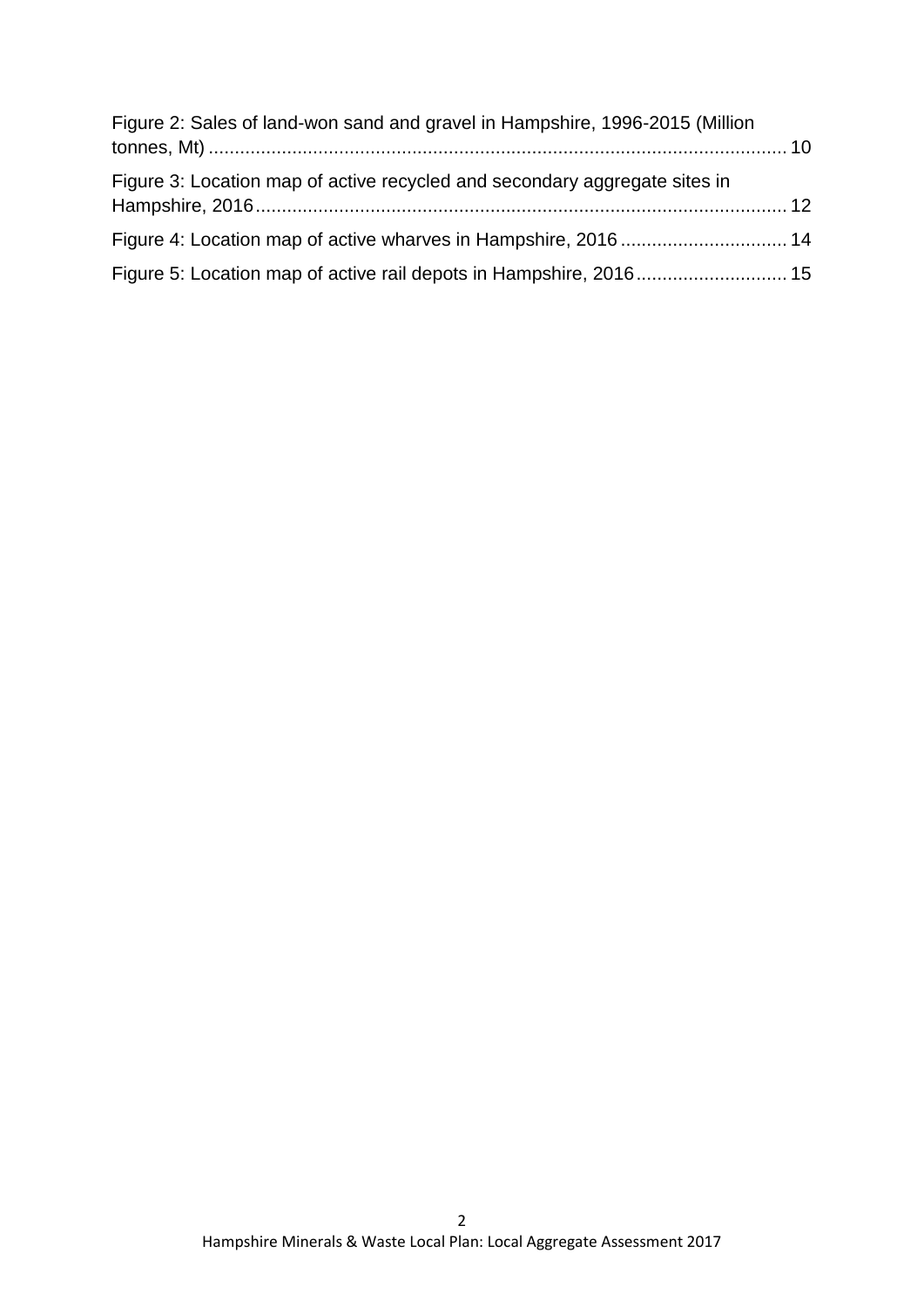Figure 2: Sales of land-won sand and gravel in Hampshire, 1996-2015 (Million tonnes, Mt) .......... 10

Figure 3: Location map of active recycled and secondary aggregate sites in Hampshire, 2016 .......... 12

Figure 4: Location map of active wharves in Hampshire, 2016 .......... 14

Figure 5: Location map of active rail depots in Hampshire, 2016 .......... 15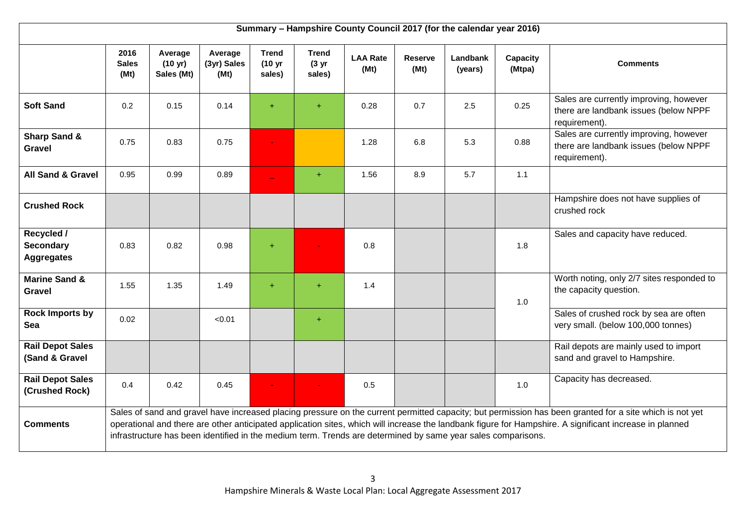| Summary – Hampshire County Council 2017 (for the calendar year 2016) | | | | | | | | | | |
|---|---|---|---|---|---|---|---|---|---|---|
| | 2016 Sales (Mt) | Average (10 yr) Sales (Mt) | Average (3yr) Sales (Mt) | Trend (10 yr sales) | Trend (3 yr sales) | LAA Rate (Mt) | Reserve (Mt) | Landbank (years) | Capacity (Mtpa) | Comments |
| **Soft Sand** | 0.2 | 0.15 | 0.14 | + | + | 0.28 | 0.7 | 2.5 | 0.25 | Sales are currently improving, however there are landbank issues (below NPPF requirement). |
| **Sharp Sand & Gravel** | 0.75 | 0.83 | 0.75 | - | | 1.28 | 6.8 | 5.3 | 0.88 | Sales are currently improving, however there are landbank issues (below NPPF requirement). |
| **All Sand & Gravel** | 0.95 | 0.99 | 0.89 | – | + | 1.56 | 8.9 | 5.7 | 1.1 | |
| **Crushed Rock** | | | | | | | | | | Hampshire does not have supplies of crushed rock |
| **Recycled / Secondary Aggregates** | 0.83 | 0.82 | 0.98 | + | - | 0.8 | | | 1.8 | Sales and capacity have reduced. |
| **Marine Sand & Gravel** | 1.55 | 1.35 | 1.49 | + | + | 1.4 | | | 1.0 | Worth noting, only 2/7 sites responded to the capacity question. |
| **Rock Imports by Sea** | 0.02 | | <0.01 | | + | | | | | Sales of crushed rock by sea are often very small. (below 100,000 tonnes) |
| **Rail Depot Sales (Sand & Gravel** | | | | | | | | | | Rail depots are mainly used to import sand and gravel to Hampshire. |
| **Rail Depot Sales (Crushed Rock)** | 0.4 | 0.42 | 0.45 | - | - | 0.5 | | | 1.0 | Capacity has decreased. |
| **Comments** | Sales of sand and gravel have increased placing pressure on the current permitted capacity; but permission has been granted for a site which is not yet operational and there are other anticipated application sites, which will increase the landbank figure for Hampshire. A significant increase in planned infrastructure has been identified in the medium term. Trends are determined by same year sales comparisons. | | | | | | | | | |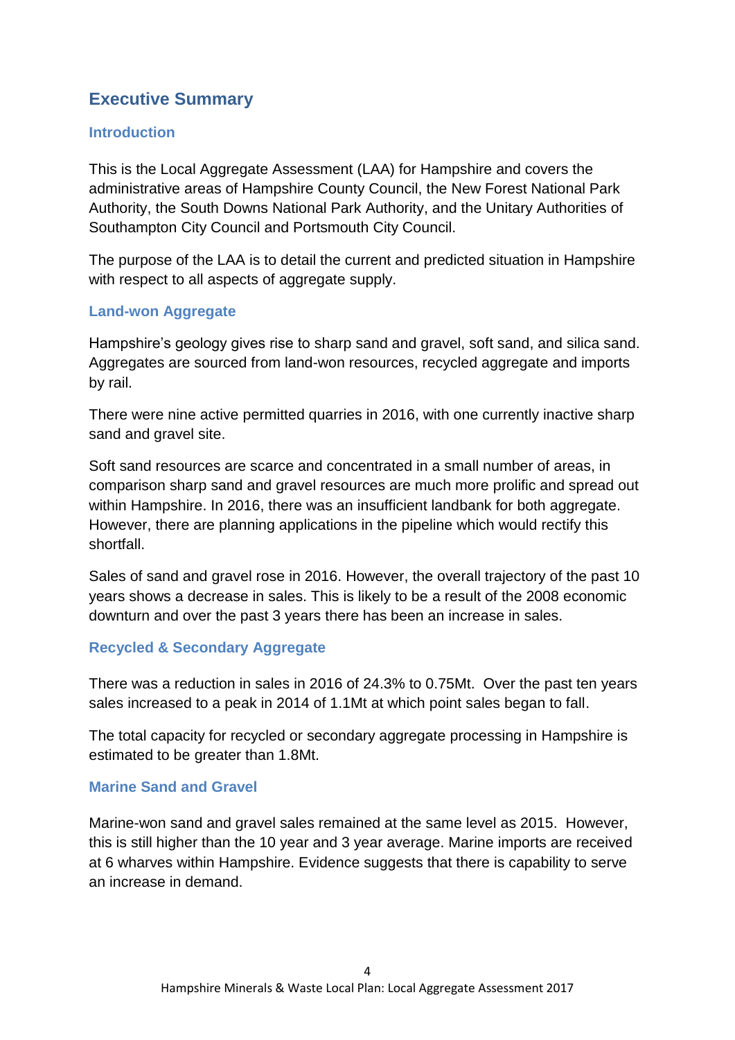## Executive Summary

### Introduction

This is the Local Aggregate Assessment (LAA) for Hampshire and covers the administrative areas of Hampshire County Council, the New Forest National Park Authority, the South Downs National Park Authority, and the Unitary Authorities of Southampton City Council and Portsmouth City Council.

The purpose of the LAA is to detail the current and predicted situation in Hampshire with respect to all aspects of aggregate supply.

### Land-won Aggregate

Hampshire's geology gives rise to sharp sand and gravel, soft sand, and silica sand. Aggregates are sourced from land-won resources, recycled aggregate and imports by rail.

There were nine active permitted quarries in 2016, with one currently inactive sharp sand and gravel site.

Soft sand resources are scarce and concentrated in a small number of areas, in comparison sharp sand and gravel resources are much more prolific and spread out within Hampshire. In 2016, there was an insufficient landbank for both aggregate. However, there are planning applications in the pipeline which would rectify this shortfall.

Sales of sand and gravel rose in 2016. However, the overall trajectory of the past 10 years shows a decrease in sales. This is likely to be a result of the 2008 economic downturn and over the past 3 years there has been an increase in sales.

### Recycled & Secondary Aggregate

There was a reduction in sales in 2016 of 24.3% to 0.75Mt. Over the past ten years sales increased to a peak in 2014 of 1.1Mt at which point sales began to fall.

The total capacity for recycled or secondary aggregate processing in Hampshire is estimated to be greater than 1.8Mt.

### Marine Sand and Gravel

Marine-won sand and gravel sales remained at the same level as 2015. However, this is still higher than the 10 year and 3 year average. Marine imports are received at 6 wharves within Hampshire. Evidence suggests that there is capability to serve an increase in demand.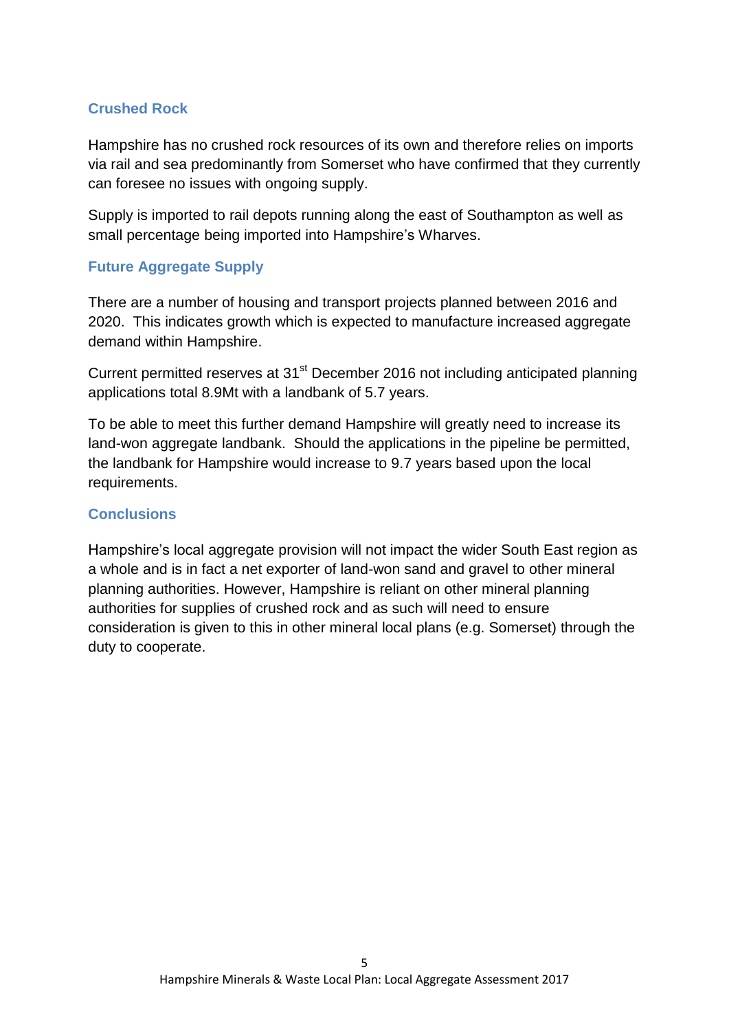## Crushed Rock

Hampshire has no crushed rock resources of its own and therefore relies on imports via rail and sea predominantly from Somerset who have confirmed that they currently can foresee no issues with ongoing supply.

Supply is imported to rail depots running along the east of Southampton as well as small percentage being imported into Hampshire's Wharves.

## Future Aggregate Supply

There are a number of housing and transport projects planned between 2016 and 2020. This indicates growth which is expected to manufacture increased aggregate demand within Hampshire.

Current permitted reserves at 31st December 2016 not including anticipated planning applications total 8.9Mt with a landbank of 5.7 years.

To be able to meet this further demand Hampshire will greatly need to increase its land-won aggregate landbank. Should the applications in the pipeline be permitted, the landbank for Hampshire would increase to 9.7 years based upon the local requirements.

## Conclusions

Hampshire's local aggregate provision will not impact the wider South East region as a whole and is in fact a net exporter of land-won sand and gravel to other mineral planning authorities. However, Hampshire is reliant on other mineral planning authorities for supplies of crushed rock and as such will need to ensure consideration is given to this in other mineral local plans (e.g. Somerset) through the duty to cooperate.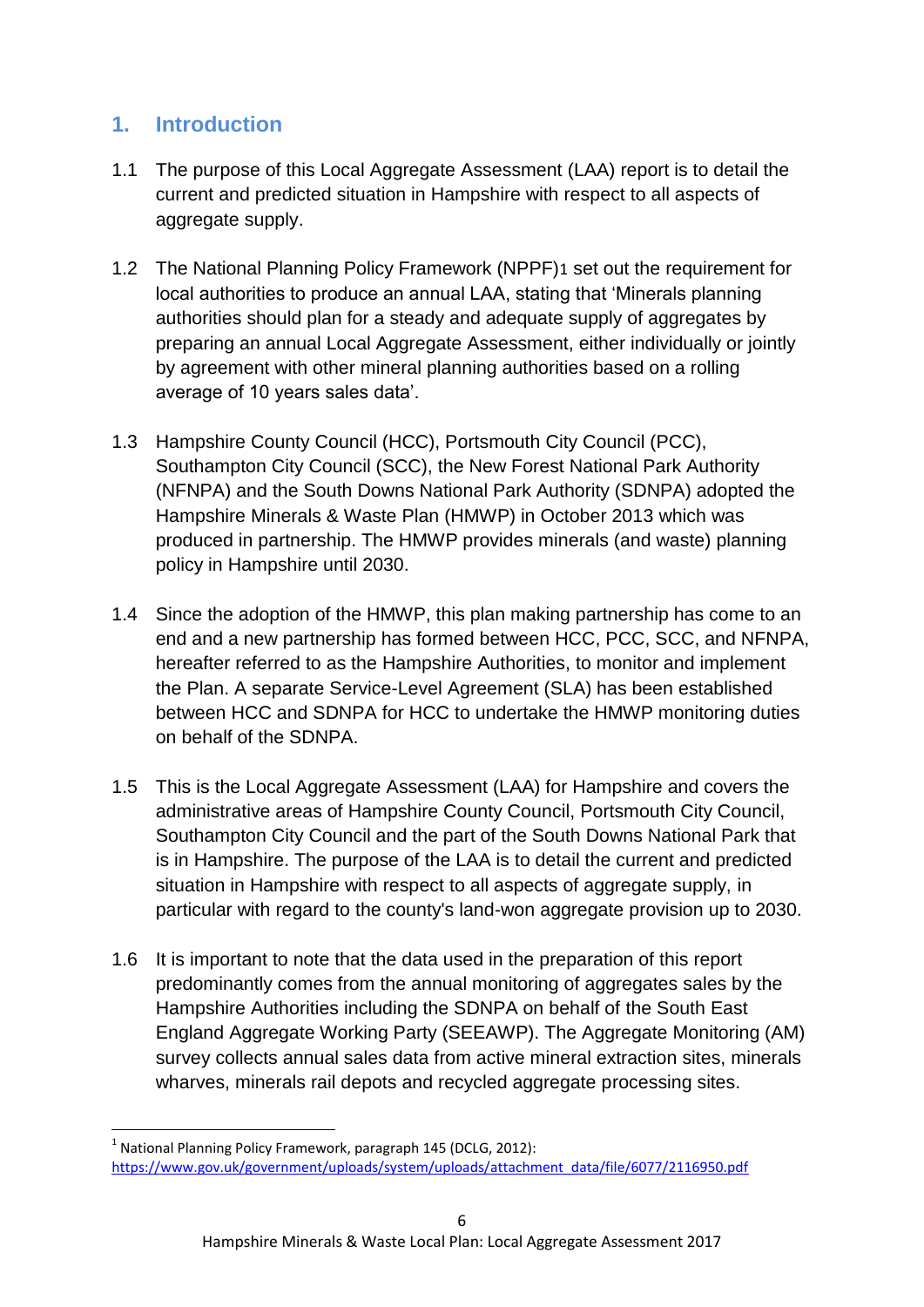## 1. Introduction

1.1 The purpose of this Local Aggregate Assessment (LAA) report is to detail the current and predicted situation in Hampshire with respect to all aspects of aggregate supply.

1.2 The National Planning Policy Framework (NPPF)[1] set out the requirement for local authorities to produce an annual LAA, stating that 'Minerals planning authorities should plan for a steady and adequate supply of aggregates by preparing an annual Local Aggregate Assessment, either individually or jointly by agreement with other mineral planning authorities based on a rolling average of 10 years sales data'.

1.3 Hampshire County Council (HCC), Portsmouth City Council (PCC), Southampton City Council (SCC), the New Forest National Park Authority (NFNPA) and the South Downs National Park Authority (SDNPA) adopted the Hampshire Minerals & Waste Plan (HMWP) in October 2013 which was produced in partnership. The HMWP provides minerals (and waste) planning policy in Hampshire until 2030.

1.4 Since the adoption of the HMWP, this plan making partnership has come to an end and a new partnership has formed between HCC, PCC, SCC, and NFNPA, hereafter referred to as the Hampshire Authorities, to monitor and implement the Plan. A separate Service-Level Agreement (SLA) has been established between HCC and SDNPA for HCC to undertake the HMWP monitoring duties on behalf of the SDNPA.

1.5 This is the Local Aggregate Assessment (LAA) for Hampshire and covers the administrative areas of Hampshire County Council, Portsmouth City Council, Southampton City Council and the part of the South Downs National Park that is in Hampshire. The purpose of the LAA is to detail the current and predicted situation in Hampshire with respect to all aspects of aggregate supply, in particular with regard to the county's land-won aggregate provision up to 2030.

1.6 It is important to note that the data used in the preparation of this report predominantly comes from the annual monitoring of aggregates sales by the Hampshire Authorities including the SDNPA on behalf of the South East England Aggregate Working Party (SEEAWP). The Aggregate Monitoring (AM) survey collects annual sales data from active mineral extraction sites, minerals wharves, minerals rail depots and recycled aggregate processing sites.

[1] National Planning Policy Framework, paragraph 145 (DCLG, 2012): https://www.gov.uk/government/uploads/system/uploads/attachment_data/file/6077/2116950.pdf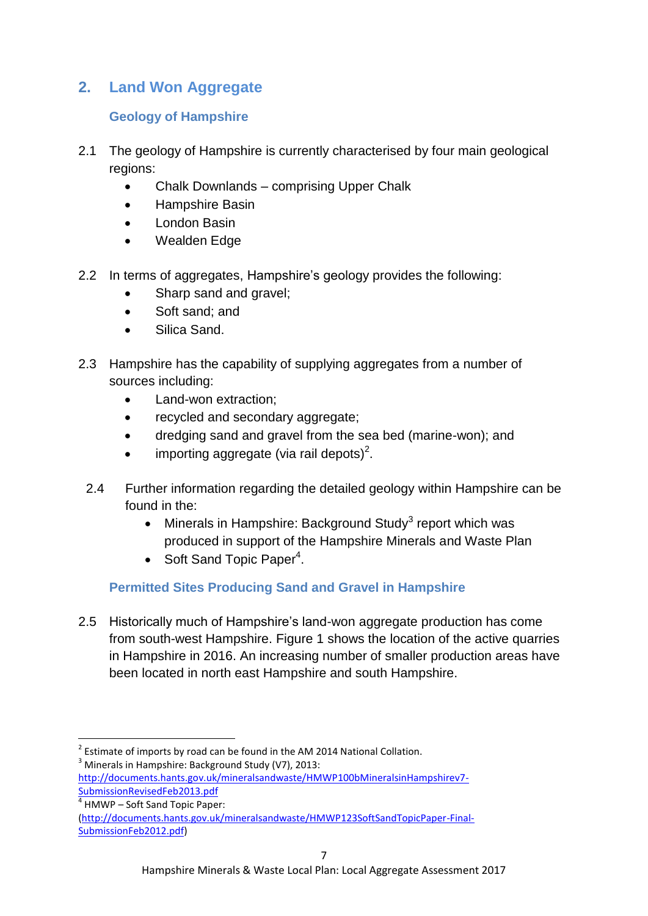## 2. Land Won Aggregate

### Geology of Hampshire

2.1 The geology of Hampshire is currently characterised by four main geological regions:

- Chalk Downlands – comprising Upper Chalk
- Hampshire Basin
- London Basin
- Wealden Edge

2.2 In terms of aggregates, Hampshire's geology provides the following:

- Sharp sand and gravel;
- Soft sand; and
- Silica Sand.

2.3 Hampshire has the capability of supplying aggregates from a number of sources including:

- Land-won extraction;
- recycled and secondary aggregate;
- dredging sand and gravel from the sea bed (marine-won); and
- importing aggregate (via rail depots)[2].

2.4 Further information regarding the detailed geology within Hampshire can be found in the:

- Minerals in Hampshire: Background Study[3] report which was produced in support of the Hampshire Minerals and Waste Plan
- Soft Sand Topic Paper[4].

### Permitted Sites Producing Sand and Gravel in Hampshire

2.5 Historically much of Hampshire's land-won aggregate production has come from south-west Hampshire. Figure 1 shows the location of the active quarries in Hampshire in 2016. An increasing number of smaller production areas have been located in north east Hampshire and south Hampshire.

---

[2] Estimate of imports by road can be found in the AM 2014 National Collation.

[3] Minerals in Hampshire: Background Study (V7), 2013: http://documents.hants.gov.uk/mineralsandwaste/HMWP100bMineralsinHampshirev7-SubmissionRevisedFeb2013.pdf

[4] HMWP – Soft Sand Topic Paper: (http://documents.hants.gov.uk/mineralsandwaste/HMWP123SoftSandTopicPaper-Final-SubmissionFeb2012.pdf)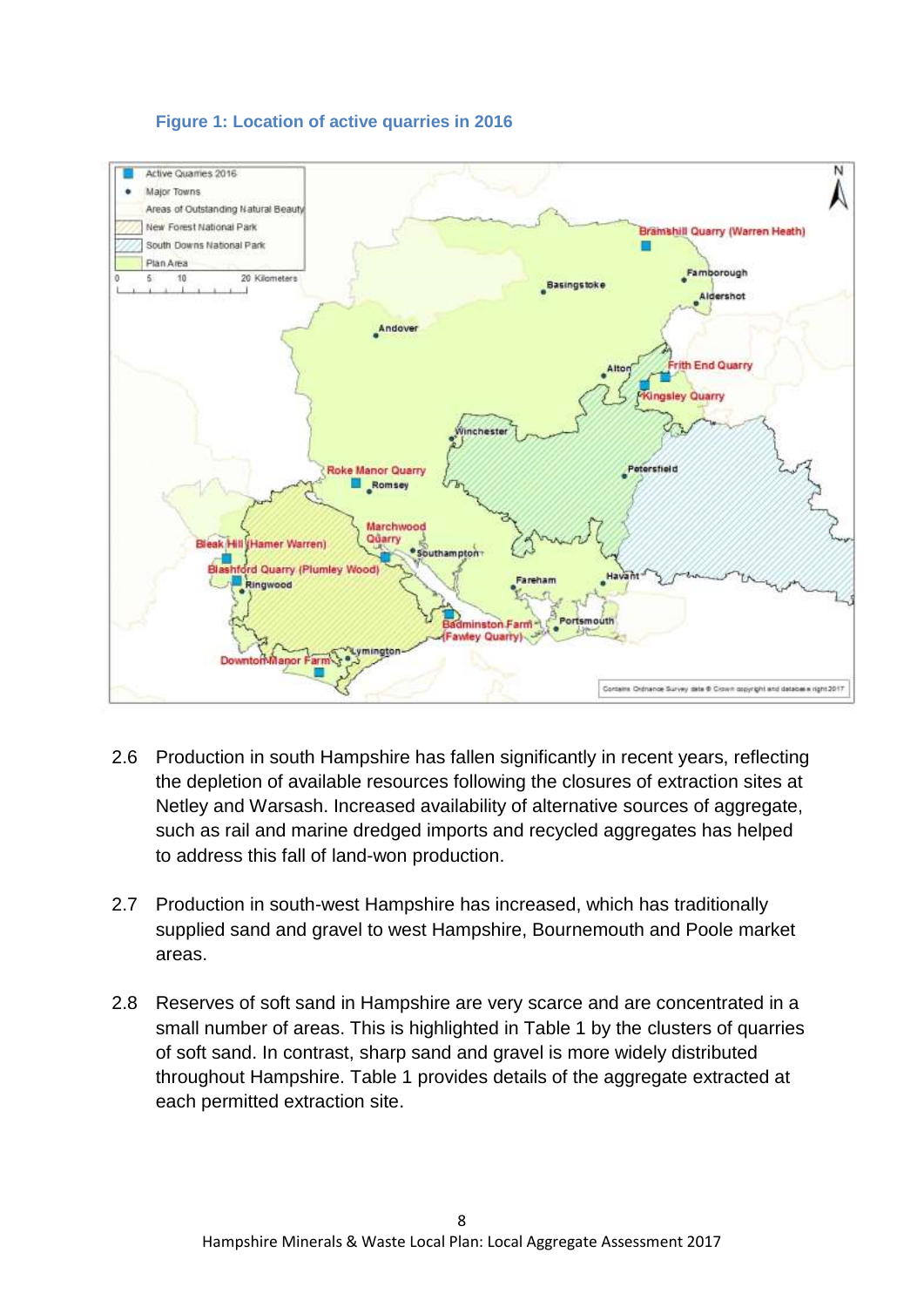**Figure 1: Location of active quarries in 2016**

2.6 Production in south Hampshire has fallen significantly in recent years, reflecting the depletion of available resources following the closures of extraction sites at Netley and Warsash. Increased availability of alternative sources of aggregate, such as rail and marine dredged imports and recycled aggregates has helped to address this fall of land-won production.

2.7 Production in south-west Hampshire has increased, which has traditionally supplied sand and gravel to west Hampshire, Bournemouth and Poole market areas.

2.8 Reserves of soft sand in Hampshire are very scarce and are concentrated in a small number of areas. This is highlighted in Table 1 by the clusters of quarries of soft sand. In contrast, sharp sand and gravel is more widely distributed throughout Hampshire. Table 1 provides details of the aggregate extracted at each permitted extraction site.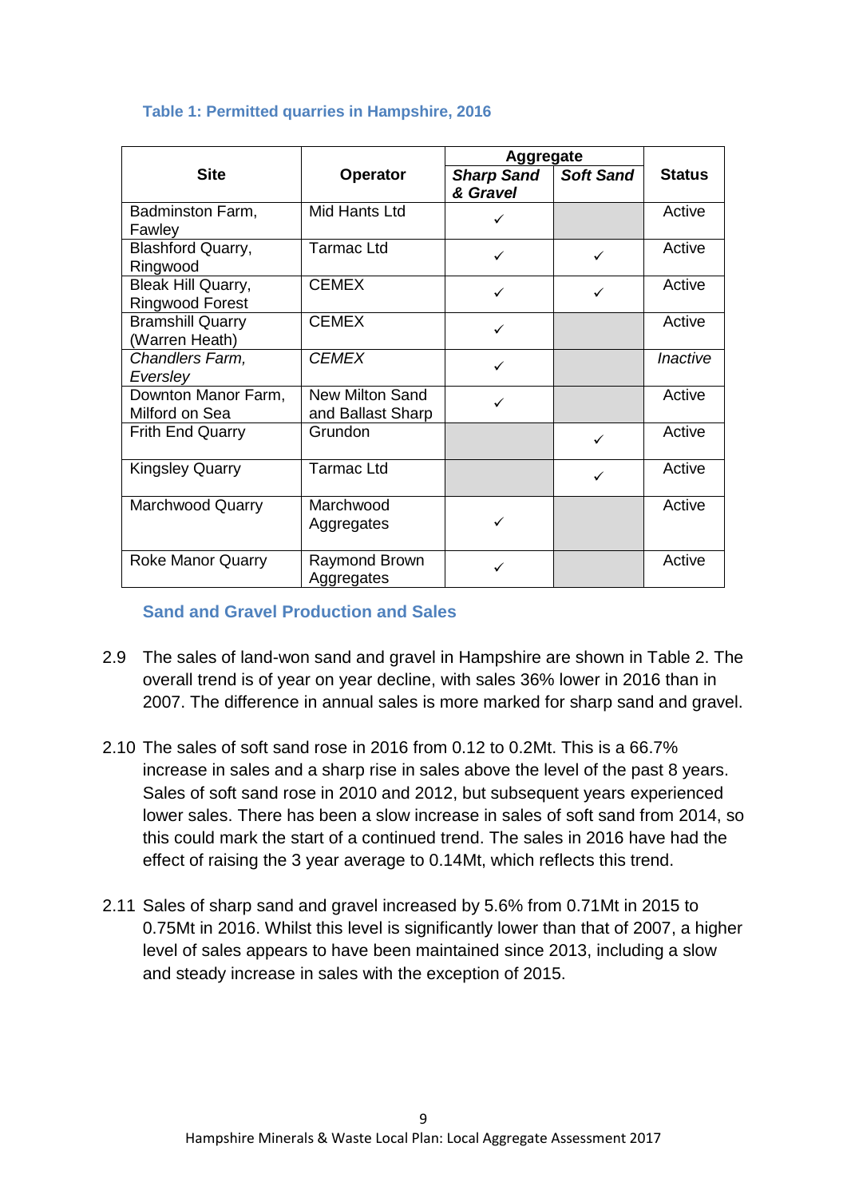### Table 1: Permitted quarries in Hampshire, 2016

| Site | Operator | Aggregate | | Status |
|---|---|---|---|---|
| | | ***Sharp Sand & Gravel*** | ***Soft Sand*** | |
| Badminston Farm, Fawley | Mid Hants Ltd | ✓ | | Active |
| Blashford Quarry, Ringwood | Tarmac Ltd | ✓ | ✓ | Active |
| Bleak Hill Quarry, Ringwood Forest | CEMEX | ✓ | ✓ | Active |
| Bramshill Quarry (Warren Heath) | CEMEX | ✓ | | Active |
| *Chandlers Farm, Eversley* | *CEMEX* | ✓ | | *Inactive* |
| Downton Manor Farm, Milford on Sea | New Milton Sand and Ballast Sharp | ✓ | | Active |
| Frith End Quarry | Grundon | | ✓ | Active |
| Kingsley Quarry | Tarmac Ltd | | ✓ | Active |
| Marchwood Quarry | Marchwood Aggregates | ✓ | | Active |
| Roke Manor Quarry | Raymond Brown Aggregates | ✓ | | Active |

### Sand and Gravel Production and Sales

2.9 The sales of land-won sand and gravel in Hampshire are shown in Table 2. The overall trend is of year on year decline, with sales 36% lower in 2016 than in 2007. The difference in annual sales is more marked for sharp sand and gravel.

2.10 The sales of soft sand rose in 2016 from 0.12 to 0.2Mt. This is a 66.7% increase in sales and a sharp rise in sales above the level of the past 8 years. Sales of soft sand rose in 2010 and 2012, but subsequent years experienced lower sales. There has been a slow increase in sales of soft sand from 2014, so this could mark the start of a continued trend. The sales in 2016 have had the effect of raising the 3 year average to 0.14Mt, which reflects this trend.

2.11 Sales of sharp sand and gravel increased by 5.6% from 0.71Mt in 2015 to 0.75Mt in 2016. Whilst this level is significantly lower than that of 2007, a higher level of sales appears to have been maintained since 2013, including a slow and steady increase in sales with the exception of 2015.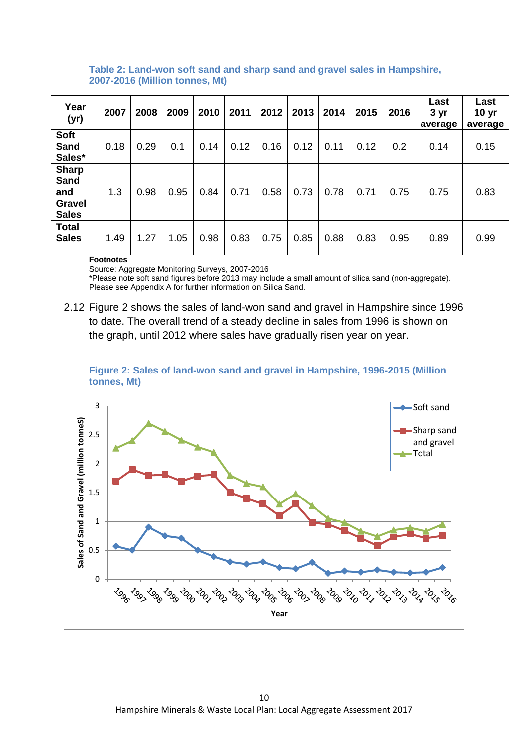**Table 2: Land-won soft sand and sharp sand and gravel sales in Hampshire, 2007-2016 (Million tonnes, Mt)**

| Year (yr) | 2007 | 2008 | 2009 | 2010 | 2011 | 2012 | 2013 | 2014 | 2015 | 2016 | Last 3 yr average | Last 10 yr average |
|---|---|---|---|---|---|---|---|---|---|---|---|---|
| **Soft Sand Sales*** | 0.18 | 0.29 | 0.1 | 0.14 | 0.12 | 0.16 | 0.12 | 0.11 | 0.12 | 0.2 | 0.14 | 0.15 |
| **Sharp Sand and Gravel Sales** | 1.3 | 0.98 | 0.95 | 0.84 | 0.71 | 0.58 | 0.73 | 0.78 | 0.71 | 0.75 | 0.75 | 0.83 |
| **Total Sales** | 1.49 | 1.27 | 1.05 | 0.98 | 0.83 | 0.75 | 0.85 | 0.88 | 0.83 | 0.95 | 0.89 | 0.99 |

**Footnotes**

Source: Aggregate Monitoring Surveys, 2007-2016

*Please note soft sand figures before 2013 may include a small amount of silica sand (non-aggregate). Please see Appendix A for further information on Silica Sand.

2.12 Figure 2 shows the sales of land-won sand and gravel in Hampshire since 1996 to date. The overall trend of a steady decline in sales from 1996 is shown on the graph, until 2012 where sales have gradually risen year on year.

**Figure 2: Sales of land-won sand and gravel in Hampshire, 1996-2015 (Million tonnes, Mt)**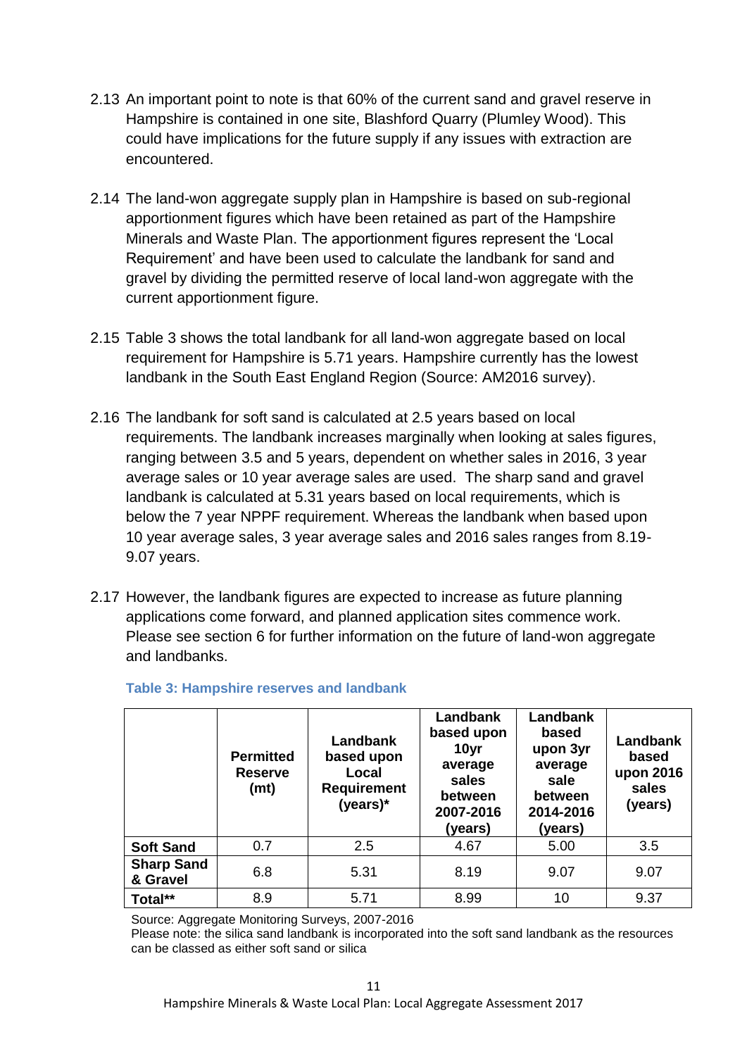2.13 An important point to note is that 60% of the current sand and gravel reserve in Hampshire is contained in one site, Blashford Quarry (Plumley Wood). This could have implications for the future supply if any issues with extraction are encountered.

2.14 The land-won aggregate supply plan in Hampshire is based on sub-regional apportionment figures which have been retained as part of the Hampshire Minerals and Waste Plan. The apportionment figures represent the 'Local Requirement' and have been used to calculate the landbank for sand and gravel by dividing the permitted reserve of local land-won aggregate with the current apportionment figure.

2.15 Table 3 shows the total landbank for all land-won aggregate based on local requirement for Hampshire is 5.71 years. Hampshire currently has the lowest landbank in the South East England Region (Source: AM2016 survey).

2.16 The landbank for soft sand is calculated at 2.5 years based on local requirements. The landbank increases marginally when looking at sales figures, ranging between 3.5 and 5 years, dependent on whether sales in 2016, 3 year average sales or 10 year average sales are used. The sharp sand and gravel landbank is calculated at 5.31 years based on local requirements, which is below the 7 year NPPF requirement. Whereas the landbank when based upon 10 year average sales, 3 year average sales and 2016 sales ranges from 8.19-9.07 years.

2.17 However, the landbank figures are expected to increase as future planning applications come forward, and planned application sites commence work. Please see section 6 for further information on the future of land-won aggregate and landbanks.

**Table 3: Hampshire reserves and landbank**

| | Permitted Reserve (mt) | Landbank based upon Local Requirement (years)* | Landbank based upon 10yr average sales between 2007-2016 (years) | Landbank based upon 3yr average sale between 2014-2016 (years) | Landbank based upon 2016 sales (years) |
|---|---|---|---|---|---|
| **Soft Sand** | 0.7 | 2.5 | 4.67 | 5.00 | 3.5 |
| **Sharp Sand & Gravel** | 6.8 | 5.31 | 8.19 | 9.07 | 9.07 |
| **Total**** | 8.9 | 5.71 | 8.99 | 10 | 9.37 |

Source: Aggregate Monitoring Surveys, 2007-2016

Please note: the silica sand landbank is incorporated into the soft sand landbank as the resources can be classed as either soft sand or silica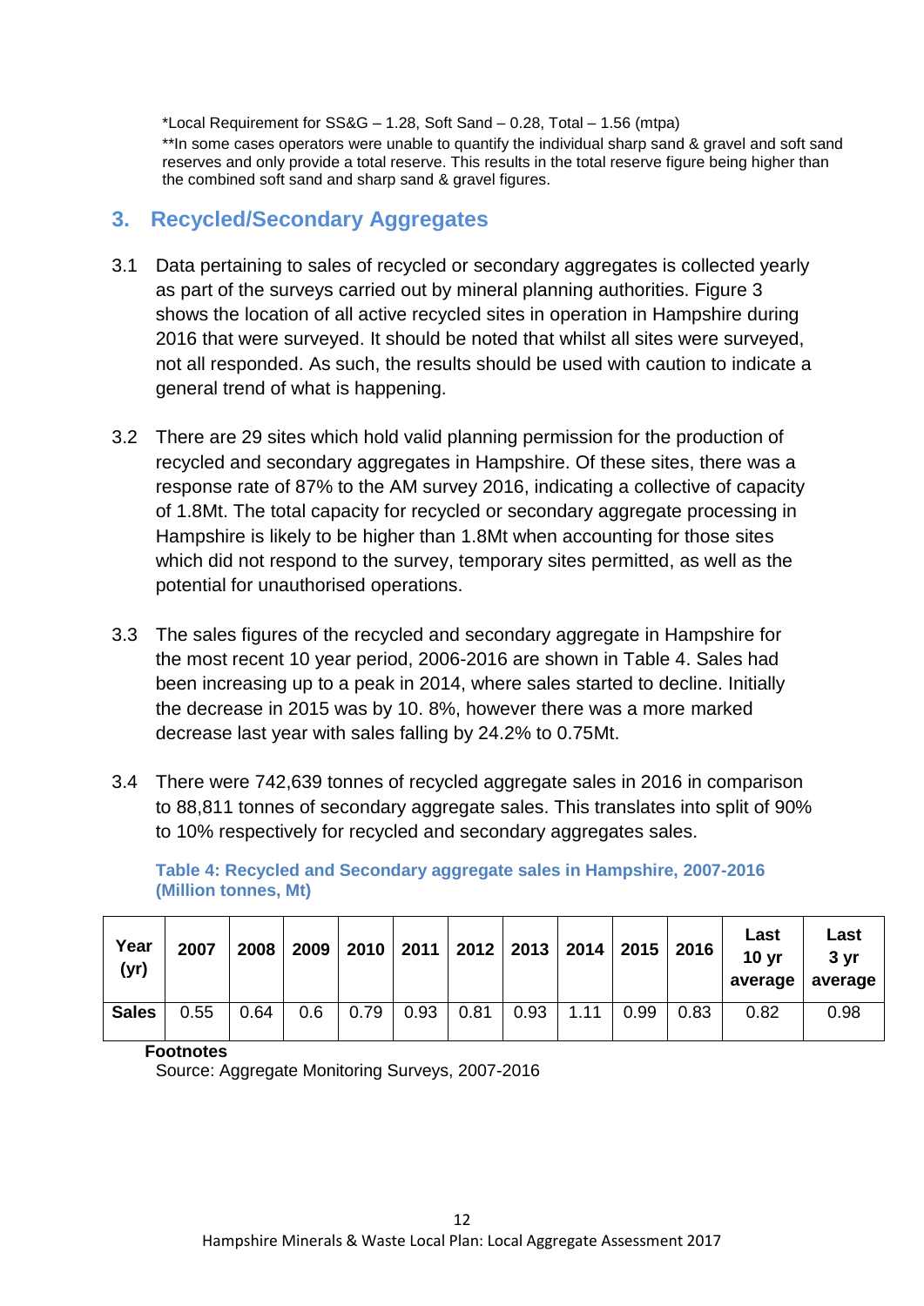*Local Requirement for SS&G – 1.28, Soft Sand – 0.28, Total – 1.56 (mtpa)
**In some cases operators were unable to quantify the individual sharp sand & gravel and soft sand reserves and only provide a total reserve. This results in the total reserve figure being higher than the combined soft sand and sharp sand & gravel figures.

## 3. Recycled/Secondary Aggregates

3.1 Data pertaining to sales of recycled or secondary aggregates is collected yearly as part of the surveys carried out by mineral planning authorities. Figure 3 shows the location of all active recycled sites in operation in Hampshire during 2016 that were surveyed. It should be noted that whilst all sites were surveyed, not all responded. As such, the results should be used with caution to indicate a general trend of what is happening.

3.2 There are 29 sites which hold valid planning permission for the production of recycled and secondary aggregates in Hampshire. Of these sites, there was a response rate of 87% to the AM survey 2016, indicating a collective of capacity of 1.8Mt. The total capacity for recycled or secondary aggregate processing in Hampshire is likely to be higher than 1.8Mt when accounting for those sites which did not respond to the survey, temporary sites permitted, as well as the potential for unauthorised operations.

3.3 The sales figures of the recycled and secondary aggregate in Hampshire for the most recent 10 year period, 2006-2016 are shown in Table 4. Sales had been increasing up to a peak in 2014, where sales started to decline. Initially the decrease in 2015 was by 10. 8%, however there was a more marked decrease last year with sales falling by 24.2% to 0.75Mt.

3.4 There were 742,639 tonnes of recycled aggregate sales in 2016 in comparison to 88,811 tonnes of secondary aggregate sales. This translates into split of 90% to 10% respectively for recycled and secondary aggregates sales.

**Table 4: Recycled and Secondary aggregate sales in Hampshire, 2007-2016 (Million tonnes, Mt)**

| Year (yr) | 2007 | 2008 | 2009 | 2010 | 2011 | 2012 | 2013 | 2014 | 2015 | 2016 | Last 10 yr average | Last 3 yr average |
|---|---|---|---|---|---|---|---|---|---|---|---|---|
| **Sales** | 0.55 | 0.64 | 0.6 | 0.79 | 0.93 | 0.81 | 0.93 | 1.11 | 0.99 | 0.83 | 0.82 | 0.98 |

**Footnotes**
Source: Aggregate Monitoring Surveys, 2007-2016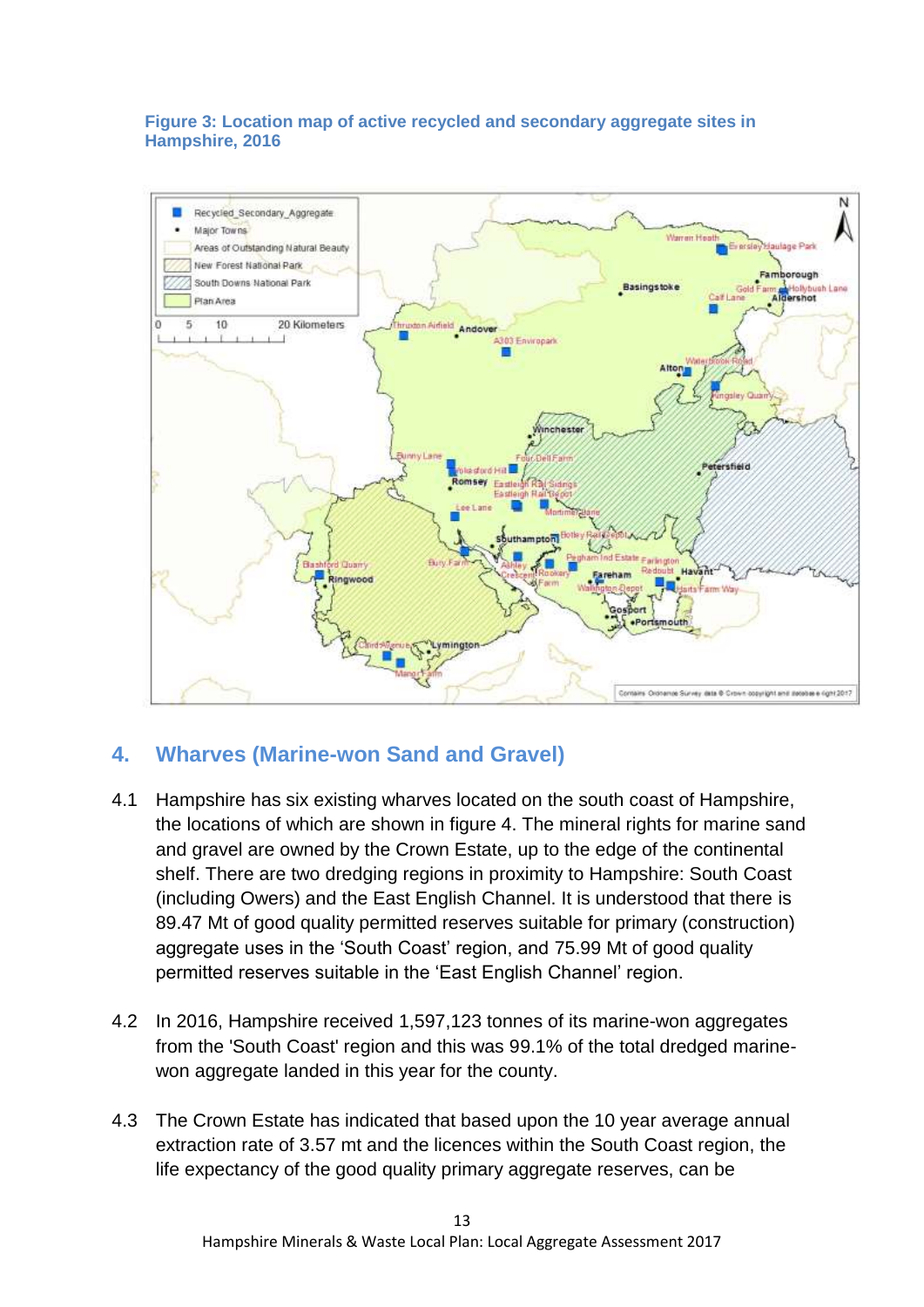**Figure 3: Location map of active recycled and secondary aggregate sites in Hampshire, 2016**

## 4. Wharves (Marine-won Sand and Gravel)

4.1 Hampshire has six existing wharves located on the south coast of Hampshire, the locations of which are shown in figure 4. The mineral rights for marine sand and gravel are owned by the Crown Estate, up to the edge of the continental shelf. There are two dredging regions in proximity to Hampshire: South Coast (including Owers) and the East English Channel. It is understood that there is 89.47 Mt of good quality permitted reserves suitable for primary (construction) aggregate uses in the 'South Coast' region, and 75.99 Mt of good quality permitted reserves suitable in the 'East English Channel' region.

4.2 In 2016, Hampshire received 1,597,123 tonnes of its marine-won aggregates from the 'South Coast' region and this was 99.1% of the total dredged marine-won aggregate landed in this year for the county.

4.3 The Crown Estate has indicated that based upon the 10 year average annual extraction rate of 3.57 mt and the licences within the South Coast region, the life expectancy of the good quality primary aggregate reserves, can be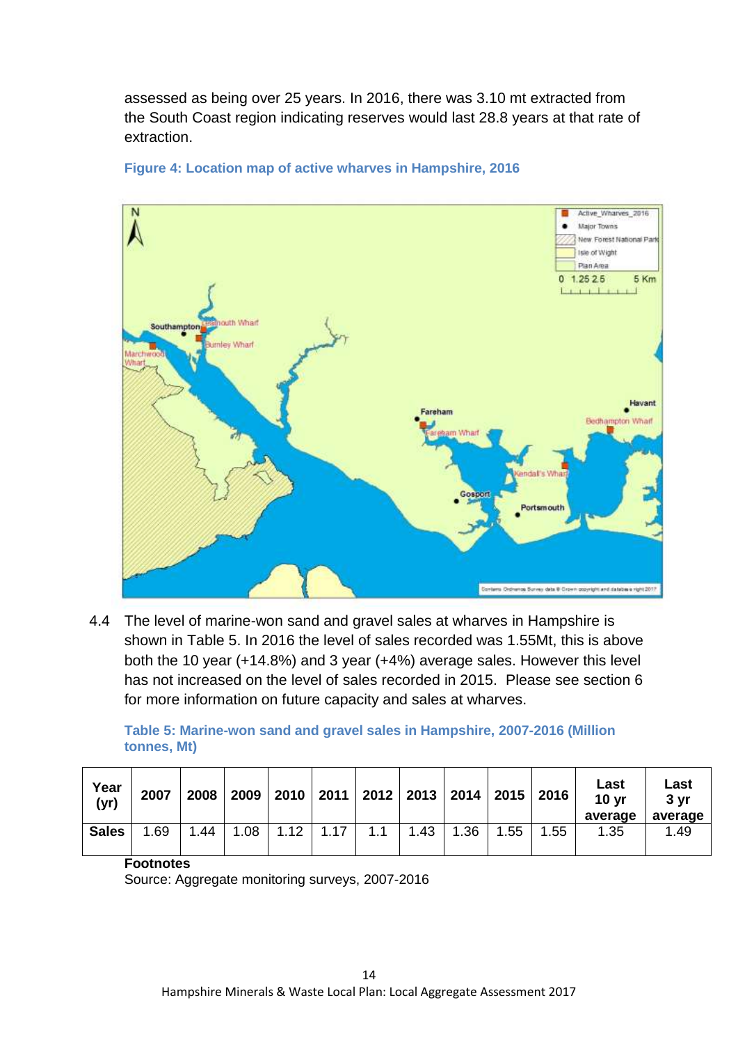assessed as being over 25 years. In 2016, there was 3.10 mt extracted from the South Coast region indicating reserves would last 28.8 years at that rate of extraction.

**Figure 4: Location map of active wharves in Hampshire, 2016**

4.4 The level of marine-won sand and gravel sales at wharves in Hampshire is shown in Table 5. In 2016 the level of sales recorded was 1.55Mt, this is above both the 10 year (+14.8%) and 3 year (+4%) average sales. However this level has not increased on the level of sales recorded in 2015. Please see section 6 for more information on future capacity and sales at wharves.

**Table 5: Marine-won sand and gravel sales in Hampshire, 2007-2016 (Million tonnes, Mt)**

| Year (yr) | 2007 | 2008 | 2009 | 2010 | 2011 | 2012 | 2013 | 2014 | 2015 | 2016 | Last 10 yr average | Last 3 yr average |
|---|---|---|---|---|---|---|---|---|---|---|---|---|
| **Sales** | 1.69 | 1.44 | 1.08 | 1.12 | 1.17 | 1.1 | 1.43 | 1.36 | 1.55 | 1.55 | 1.35 | 1.49 |

**Footnotes**

Source: Aggregate monitoring surveys, 2007-2016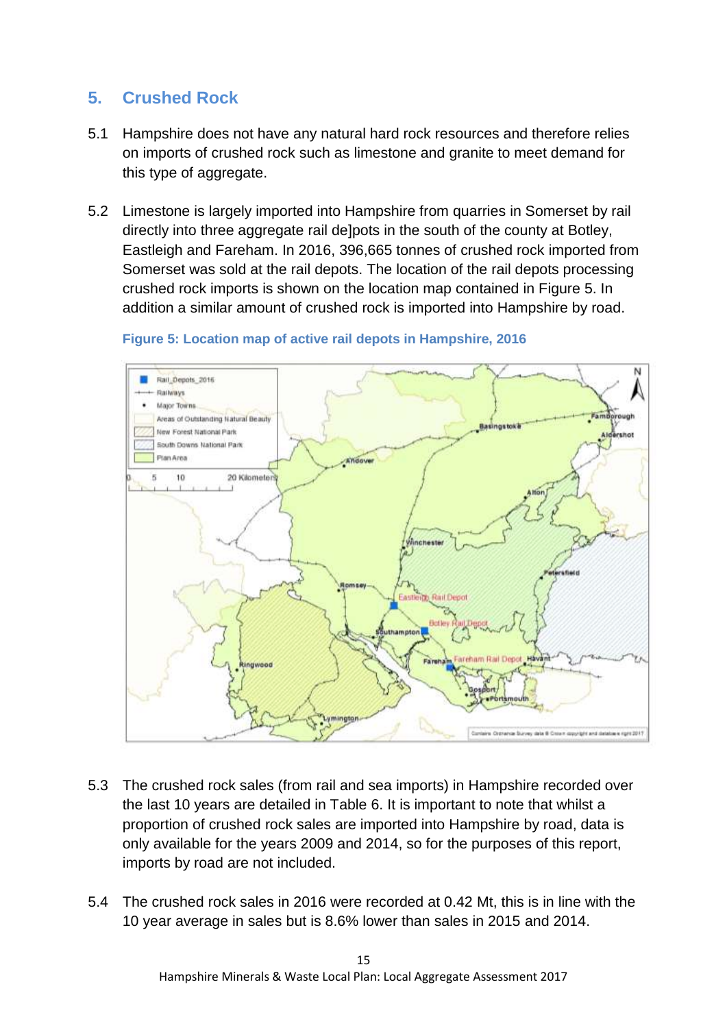## 5. Crushed Rock

5.1 Hampshire does not have any natural hard rock resources and therefore relies on imports of crushed rock such as limestone and granite to meet demand for this type of aggregate.

5.2 Limestone is largely imported into Hampshire from quarries in Somerset by rail directly into three aggregate rail de]pots in the south of the county at Botley, Eastleigh and Fareham. In 2016, 396,665 tonnes of crushed rock imported from Somerset was sold at the rail depots. The location of the rail depots processing crushed rock imports is shown on the location map contained in Figure 5. In addition a similar amount of crushed rock is imported into Hampshire by road.

**Figure 5: Location map of active rail depots in Hampshire, 2016**

5.3 The crushed rock sales (from rail and sea imports) in Hampshire recorded over the last 10 years are detailed in Table 6. It is important to note that whilst a proportion of crushed rock sales are imported into Hampshire by road, data is only available for the years 2009 and 2014, so for the purposes of this report, imports by road are not included.

5.4 The crushed rock sales in 2016 were recorded at 0.42 Mt, this is in line with the 10 year average in sales but is 8.6% lower than sales in 2015 and 2014.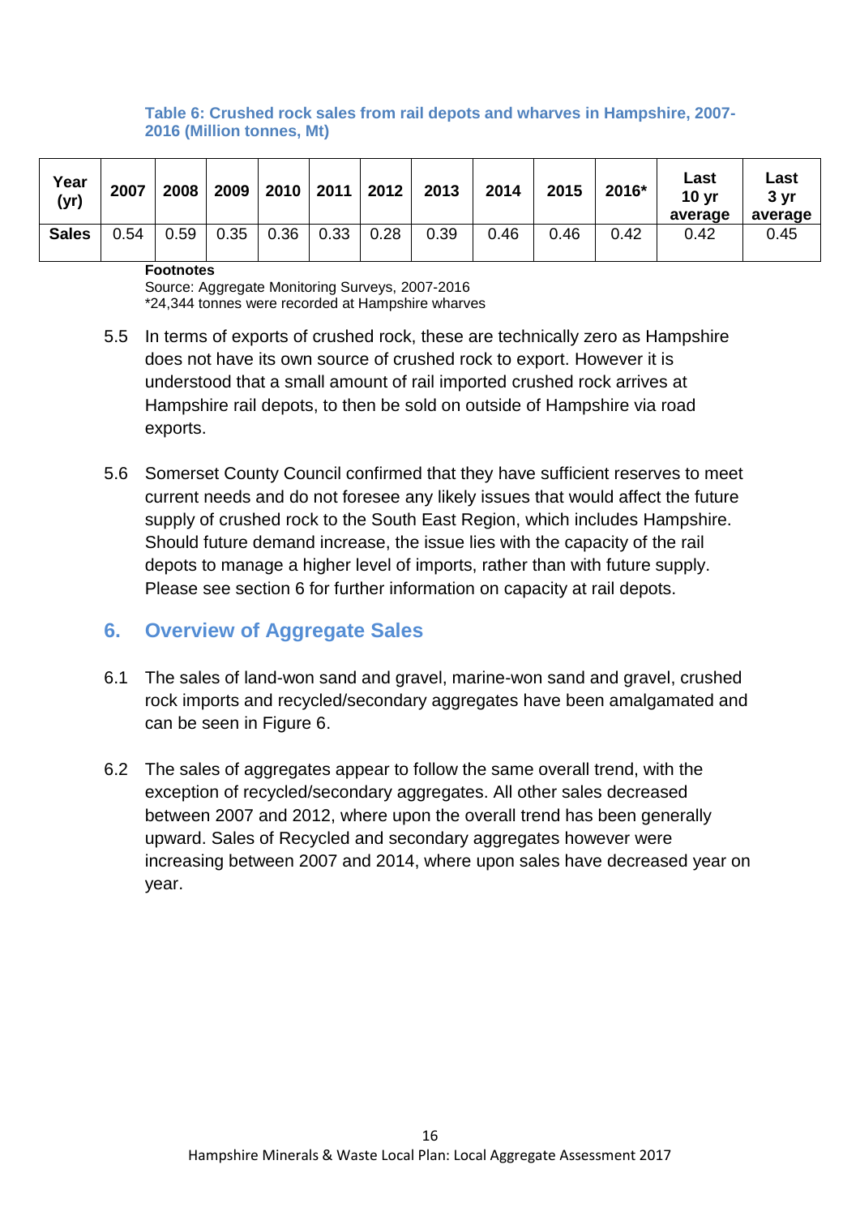**Table 6: Crushed rock sales from rail depots and wharves in Hampshire, 2007-2016 (Million tonnes, Mt)**

| Year (yr) | 2007 | 2008 | 2009 | 2010 | 2011 | 2012 | 2013 | 2014 | 2015 | 2016* | Last 10 yr average | Last 3 yr average |
|---|---|---|---|---|---|---|---|---|---|---|---|---|
| **Sales** | 0.54 | 0.59 | 0.35 | 0.36 | 0.33 | 0.28 | 0.39 | 0.46 | 0.46 | 0.42 | 0.42 | 0.45 |

**Footnotes**

Source: Aggregate Monitoring Surveys, 2007-2016

*24,344 tonnes were recorded at Hampshire wharves

5.5 In terms of exports of crushed rock, these are technically zero as Hampshire does not have its own source of crushed rock to export. However it is understood that a small amount of rail imported crushed rock arrives at Hampshire rail depots, to then be sold on outside of Hampshire via road exports.

5.6 Somerset County Council confirmed that they have sufficient reserves to meet current needs and do not foresee any likely issues that would affect the future supply of crushed rock to the South East Region, which includes Hampshire. Should future demand increase, the issue lies with the capacity of the rail depots to manage a higher level of imports, rather than with future supply. Please see section 6 for further information on capacity at rail depots.

## 6. Overview of Aggregate Sales

6.1 The sales of land-won sand and gravel, marine-won sand and gravel, crushed rock imports and recycled/secondary aggregates have been amalgamated and can be seen in Figure 6.

6.2 The sales of aggregates appear to follow the same overall trend, with the exception of recycled/secondary aggregates. All other sales decreased between 2007 and 2012, where upon the overall trend has been generally upward. Sales of Recycled and secondary aggregates however were increasing between 2007 and 2014, where upon sales have decreased year on year.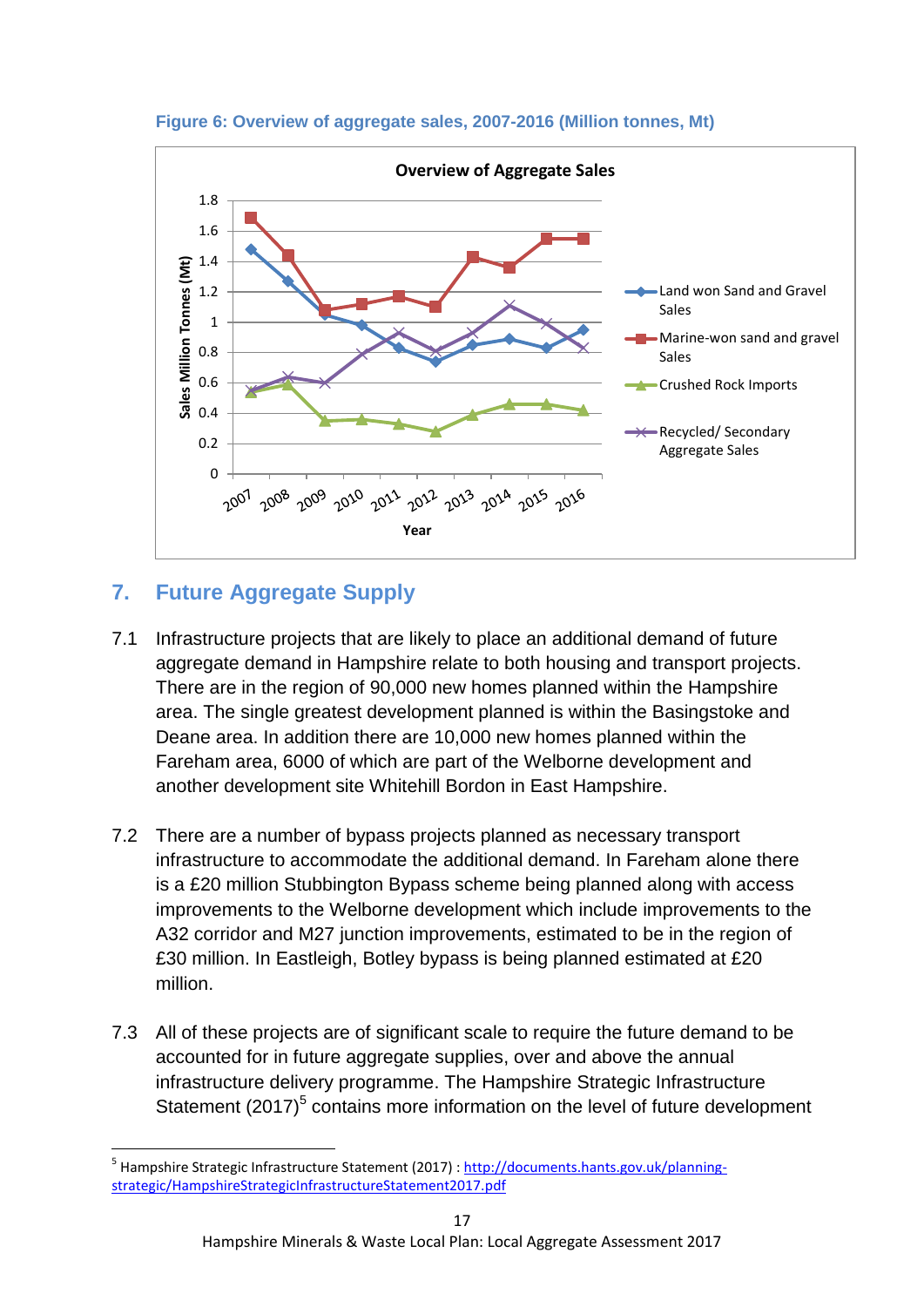**Figure 6: Overview of aggregate sales, 2007-2016 (Million tonnes, Mt)**

## 7. Future Aggregate Supply

7.1 Infrastructure projects that are likely to place an additional demand of future aggregate demand in Hampshire relate to both housing and transport projects. There are in the region of 90,000 new homes planned within the Hampshire area. The single greatest development planned is within the Basingstoke and Deane area. In addition there are 10,000 new homes planned within the Fareham area, 6000 of which are part of the Welborne development and another development site Whitehill Bordon in East Hampshire.

7.2 There are a number of bypass projects planned as necessary transport infrastructure to accommodate the additional demand. In Fareham alone there is a £20 million Stubbington Bypass scheme being planned along with access improvements to the Welborne development which include improvements to the A32 corridor and M27 junction improvements, estimated to be in the region of £30 million. In Eastleigh, Botley bypass is being planned estimated at £20 million.

7.3 All of these projects are of significant scale to require the future demand to be accounted for in future aggregate supplies, over and above the annual infrastructure delivery programme. The Hampshire Strategic Infrastructure Statement (2017)[5] contains more information on the level of future development

[5] Hampshire Strategic Infrastructure Statement (2017) : http://documents.hants.gov.uk/planning-strategic/HampshireStrategicInfrastructureStatement2017.pdf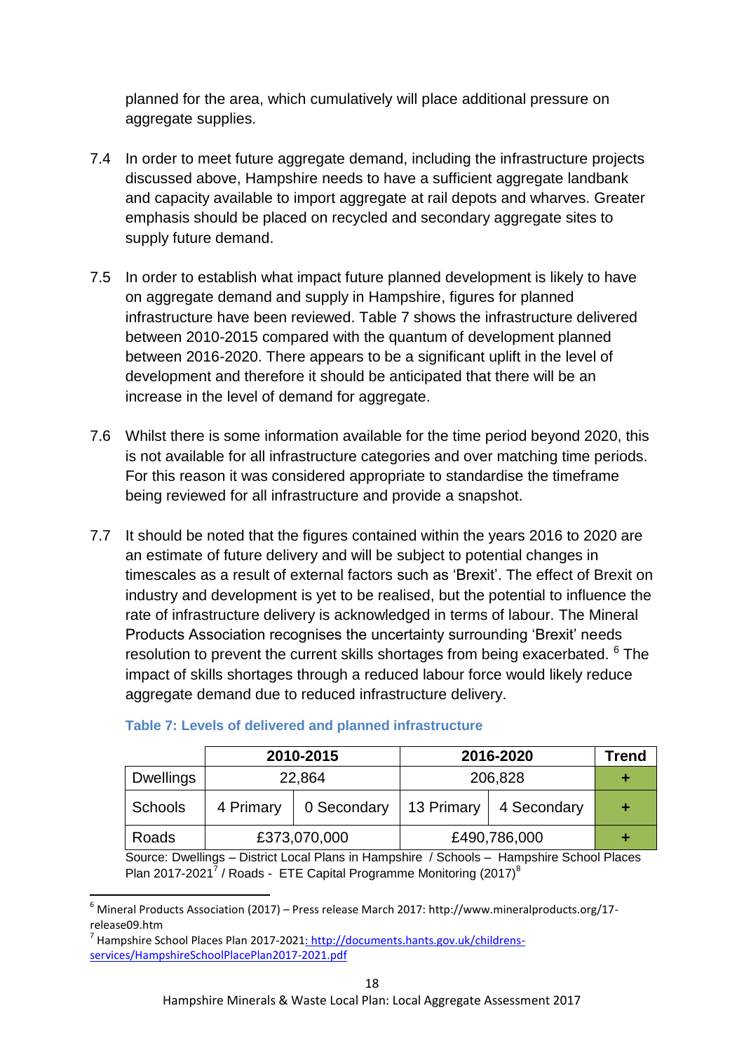planned for the area, which cumulatively will place additional pressure on aggregate supplies.

7.4 In order to meet future aggregate demand, including the infrastructure projects discussed above, Hampshire needs to have a sufficient aggregate landbank and capacity available to import aggregate at rail depots and wharves. Greater emphasis should be placed on recycled and secondary aggregate sites to supply future demand.

7.5 In order to establish what impact future planned development is likely to have on aggregate demand and supply in Hampshire, figures for planned infrastructure have been reviewed. Table 7 shows the infrastructure delivered between 2010-2015 compared with the quantum of development planned between 2016-2020. There appears to be a significant uplift in the level of development and therefore it should be anticipated that there will be an increase in the level of demand for aggregate.

7.6 Whilst there is some information available for the time period beyond 2020, this is not available for all infrastructure categories and over matching time periods. For this reason it was considered appropriate to standardise the timeframe being reviewed for all infrastructure and provide a snapshot.

7.7 It should be noted that the figures contained within the years 2016 to 2020 are an estimate of future delivery and will be subject to potential changes in timescales as a result of external factors such as 'Brexit'. The effect of Brexit on industry and development is yet to be realised, but the potential to influence the rate of infrastructure delivery is acknowledged in terms of labour. The Mineral Products Association recognises the uncertainty surrounding 'Brexit' needs resolution to prevent the current skills shortages from being exacerbated. [6] The impact of skills shortages through a reduced labour force would likely reduce aggregate demand due to reduced infrastructure delivery.

**Table 7: Levels of delivered and planned infrastructure**

| | 2010-2015 | | 2016-2020 | | Trend |
|---|---|---|---|---|---|
| Dwellings | 22,864 | | 206,828 | | + |
| Schools | 4 Primary | 0 Secondary | 13 Primary | 4 Secondary | + |
| Roads | £373,070,000 | | £490,786,000 | | + |

Source: Dwellings – District Local Plans in Hampshire / Schools – Hampshire School Places Plan 2017-2021[7] / Roads - ETE Capital Programme Monitoring (2017)[8]

[6] Mineral Products Association (2017) – Press release March 2017: http://www.mineralproducts.org/17-release09.htm

[7] Hampshire School Places Plan 2017-2021: http://documents.hants.gov.uk/childrens-services/HampshireSchoolPlacePlan2017-2021.pdf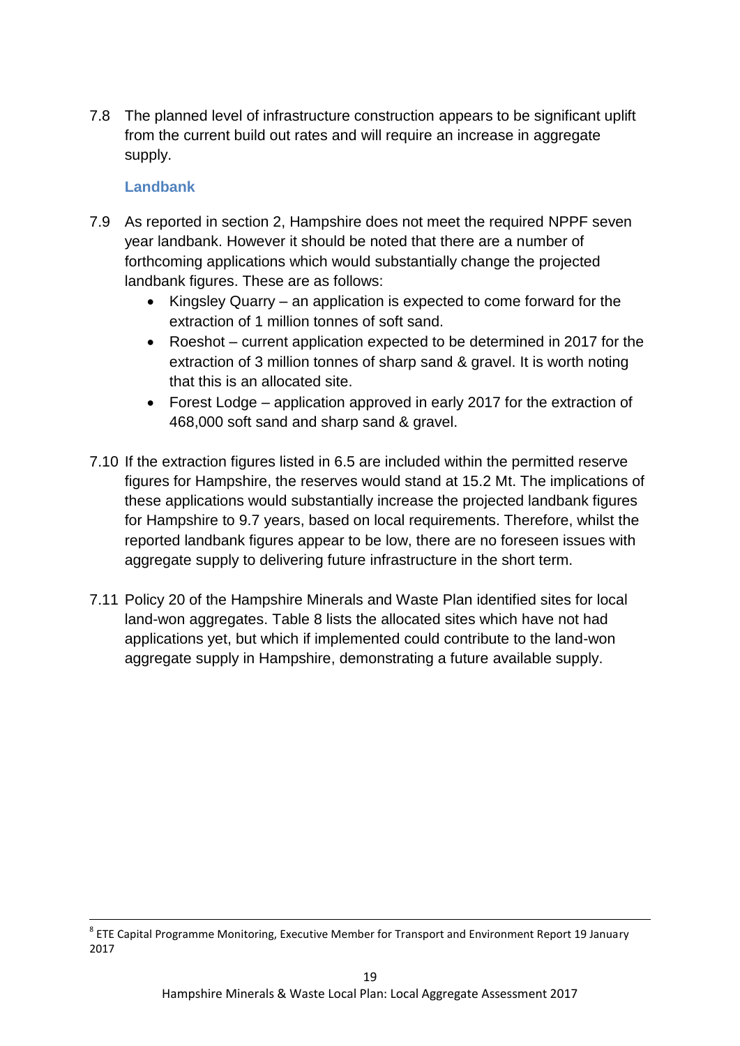7.8 The planned level of infrastructure construction appears to be significant uplift from the current build out rates and will require an increase in aggregate supply.

### Landbank

7.9 As reported in section 2, Hampshire does not meet the required NPPF seven year landbank. However it should be noted that there are a number of forthcoming applications which would substantially change the projected landbank figures. These are as follows:

- Kingsley Quarry – an application is expected to come forward for the extraction of 1 million tonnes of soft sand.
- Roeshot – current application expected to be determined in 2017 for the extraction of 3 million tonnes of sharp sand & gravel. It is worth noting that this is an allocated site.
- Forest Lodge – application approved in early 2017 for the extraction of 468,000 soft sand and sharp sand & gravel.

7.10 If the extraction figures listed in 6.5 are included within the permitted reserve figures for Hampshire, the reserves would stand at 15.2 Mt. The implications of these applications would substantially increase the projected landbank figures for Hampshire to 9.7 years, based on local requirements. Therefore, whilst the reported landbank figures appear to be low, there are no foreseen issues with aggregate supply to delivering future infrastructure in the short term.

7.11 Policy 20 of the Hampshire Minerals and Waste Plan identified sites for local land-won aggregates. Table 8 lists the allocated sites which have not had applications yet, but which if implemented could contribute to the land-won aggregate supply in Hampshire, demonstrating a future available supply.

[8] ETE Capital Programme Monitoring, Executive Member for Transport and Environment Report 19 January 2017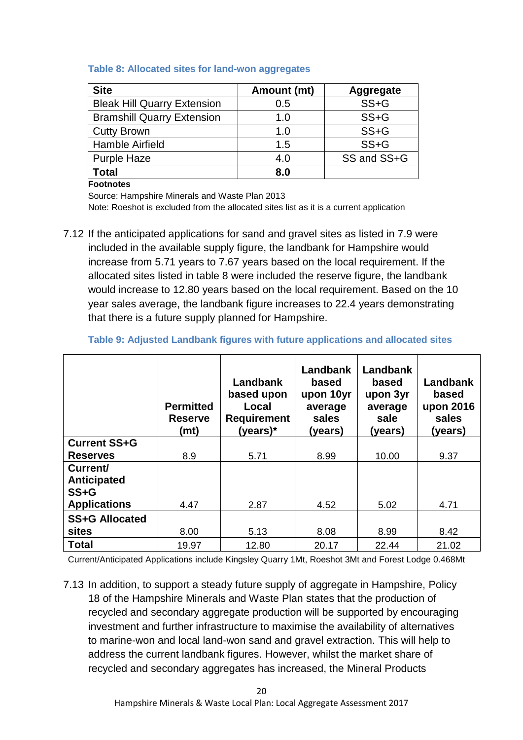**Table 8: Allocated sites for land-won aggregates**

| Site | Amount (mt) | Aggregate |
|---|---|---|
| Bleak Hill Quarry Extension | 0.5 | SS+G |
| Bramshill Quarry Extension | 1.0 | SS+G |
| Cutty Brown | 1.0 | SS+G |
| Hamble Airfield | 1.5 | SS+G |
| Purple Haze | 4.0 | SS and SS+G |
| **Total** | **8.0** | |

**Footnotes**

Source: Hampshire Minerals and Waste Plan 2013

Note: Roeshot is excluded from the allocated sites list as it is a current application

7.12 If the anticipated applications for sand and gravel sites as listed in 7.9 were included in the available supply figure, the landbank for Hampshire would increase from 5.71 years to 7.67 years based on the local requirement. If the allocated sites listed in table 8 were included the reserve figure, the landbank would increase to 12.80 years based on the local requirement. Based on the 10 year sales average, the landbank figure increases to 22.4 years demonstrating that there is a future supply planned for Hampshire.

**Table 9: Adjusted Landbank figures with future applications and allocated sites**

| | Permitted Reserve (mt) | Landbank based upon Local Requirement (years)* | Landbank based upon 10yr average sales (years) | Landbank based upon 3yr average sale (years) | Landbank based upon 2016 sales (years) |
|---|---|---|---|---|---|
| **Current SS+G Reserves** | 8.9 | 5.71 | 8.99 | 10.00 | 9.37 |
| **Current/ Anticipated SS+G Applications** | 4.47 | 2.87 | 4.52 | 5.02 | 4.71 |
| **SS+G Allocated sites** | 8.00 | 5.13 | 8.08 | 8.99 | 8.42 |
| **Total** | 19.97 | 12.80 | 20.17 | 22.44 | 21.02 |

Current/Anticipated Applications include Kingsley Quarry 1Mt, Roeshot 3Mt and Forest Lodge 0.468Mt

7.13 In addition, to support a steady future supply of aggregate in Hampshire, Policy 18 of the Hampshire Minerals and Waste Plan states that the production of recycled and secondary aggregate production will be supported by encouraging investment and further infrastructure to maximise the availability of alternatives to marine-won and local land-won sand and gravel extraction. This will help to address the current landbank figures. However, whilst the market share of recycled and secondary aggregates has increased, the Mineral Products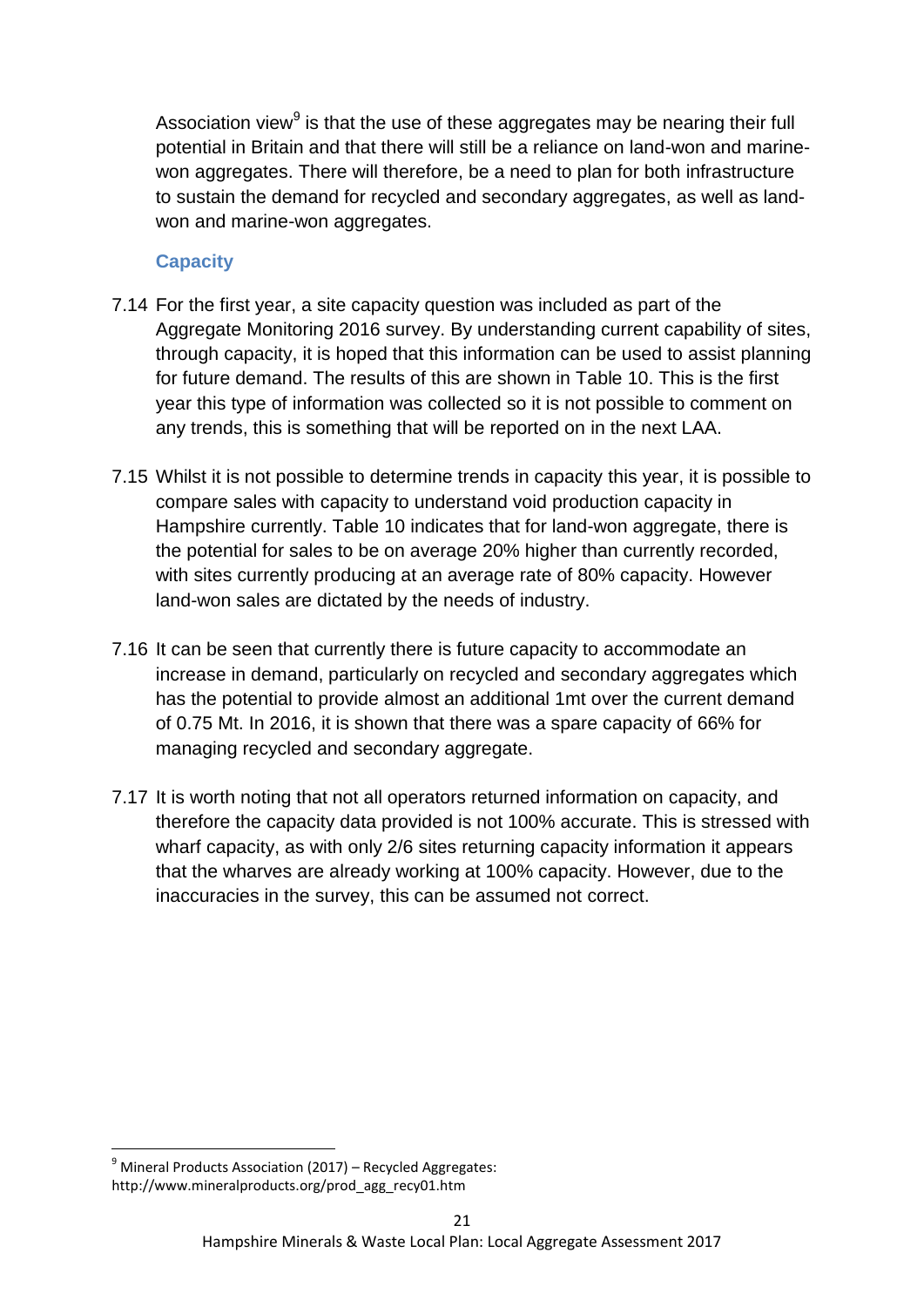Association view[9] is that the use of these aggregates may be nearing their full potential in Britain and that there will still be a reliance on land-won and marine-won aggregates. There will therefore, be a need to plan for both infrastructure to sustain the demand for recycled and secondary aggregates, as well as land-won and marine-won aggregates.

### Capacity

7.14 For the first year, a site capacity question was included as part of the Aggregate Monitoring 2016 survey. By understanding current capability of sites, through capacity, it is hoped that this information can be used to assist planning for future demand. The results of this are shown in Table 10. This is the first year this type of information was collected so it is not possible to comment on any trends, this is something that will be reported on in the next LAA.

7.15 Whilst it is not possible to determine trends in capacity this year, it is possible to compare sales with capacity to understand void production capacity in Hampshire currently. Table 10 indicates that for land-won aggregate, there is the potential for sales to be on average 20% higher than currently recorded, with sites currently producing at an average rate of 80% capacity. However land-won sales are dictated by the needs of industry.

7.16 It can be seen that currently there is future capacity to accommodate an increase in demand, particularly on recycled and secondary aggregates which has the potential to provide almost an additional 1mt over the current demand of 0.75 Mt. In 2016, it is shown that there was a spare capacity of 66% for managing recycled and secondary aggregate.

7.17 It is worth noting that not all operators returned information on capacity, and therefore the capacity data provided is not 100% accurate. This is stressed with wharf capacity, as with only 2/6 sites returning capacity information it appears that the wharves are already working at 100% capacity. However, due to the inaccuracies in the survey, this can be assumed not correct.

[9] Mineral Products Association (2017) – Recycled Aggregates: http://www.mineralproducts.org/prod_agg_recy01.htm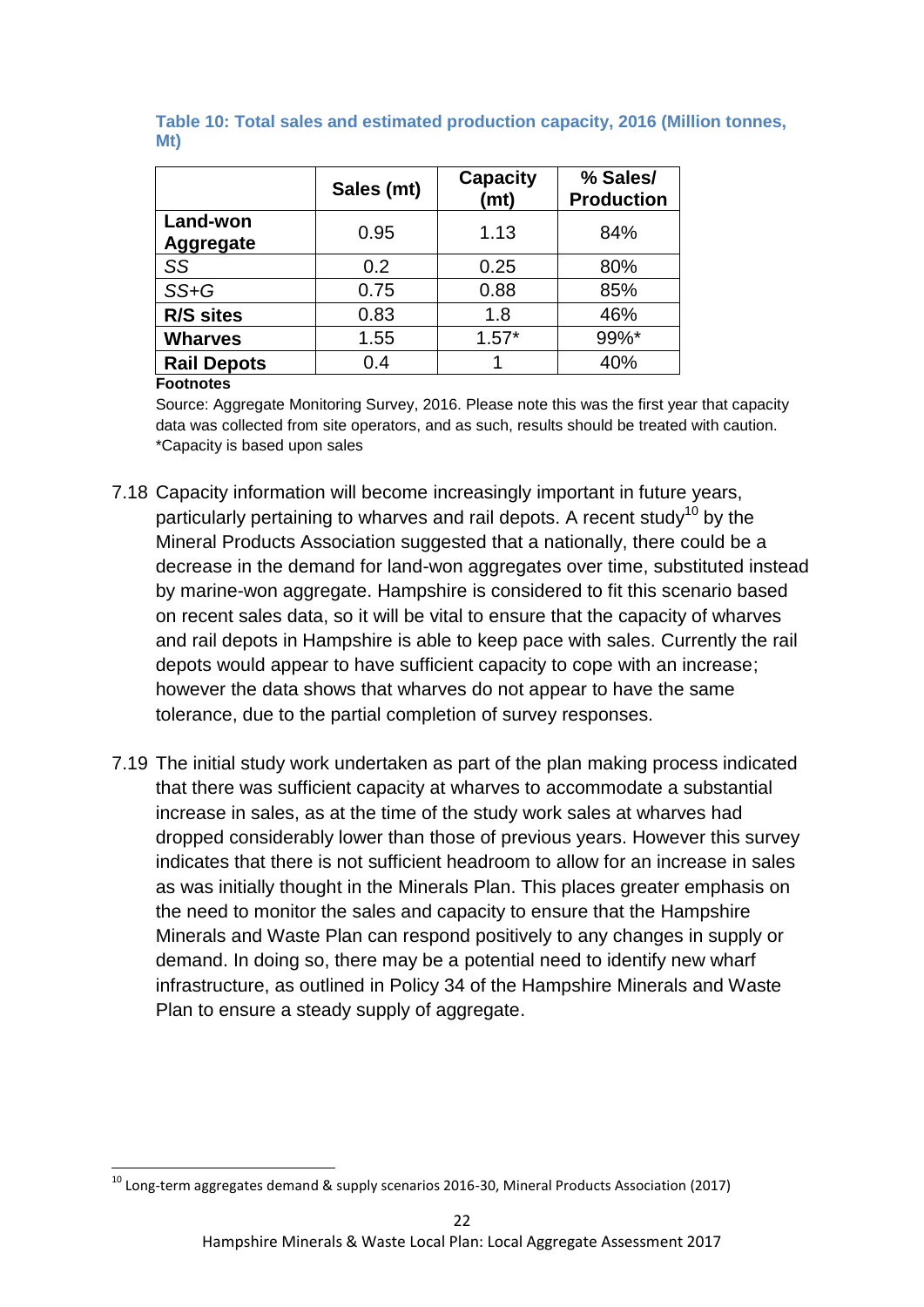**Table 10: Total sales and estimated production capacity, 2016 (Million tonnes, Mt)**

| | Sales (mt) | Capacity (mt) | % Sales/ Production |
|---|---|---|---|
| **Land-won Aggregate** | 0.95 | 1.13 | 84% |
| *SS* | 0.2 | 0.25 | 80% |
| *SS+G* | 0.75 | 0.88 | 85% |
| **R/S sites** | 0.83 | 1.8 | 46% |
| **Wharves** | 1.55 | 1.57* | 99%* |
| **Rail Depots** | 0.4 | 1 | 40% |

**Footnotes**

Source: Aggregate Monitoring Survey, 2016. Please note this was the first year that capacity data was collected from site operators, and as such, results should be treated with caution.
*Capacity is based upon sales

7.18 Capacity information will become increasingly important in future years, particularly pertaining to wharves and rail depots. A recent study[10] by the Mineral Products Association suggested that a nationally, there could be a decrease in the demand for land-won aggregates over time, substituted instead by marine-won aggregate. Hampshire is considered to fit this scenario based on recent sales data, so it will be vital to ensure that the capacity of wharves and rail depots in Hampshire is able to keep pace with sales. Currently the rail depots would appear to have sufficient capacity to cope with an increase; however the data shows that wharves do not appear to have the same tolerance, due to the partial completion of survey responses.

7.19 The initial study work undertaken as part of the plan making process indicated that there was sufficient capacity at wharves to accommodate a substantial increase in sales, as at the time of the study work sales at wharves had dropped considerably lower than those of previous years. However this survey indicates that there is not sufficient headroom to allow for an increase in sales as was initially thought in the Minerals Plan. This places greater emphasis on the need to monitor the sales and capacity to ensure that the Hampshire Minerals and Waste Plan can respond positively to any changes in supply or demand. In doing so, there may be a potential need to identify new wharf infrastructure, as outlined in Policy 34 of the Hampshire Minerals and Waste Plan to ensure a steady supply of aggregate.

[10] Long-term aggregates demand & supply scenarios 2016-30, Mineral Products Association (2017)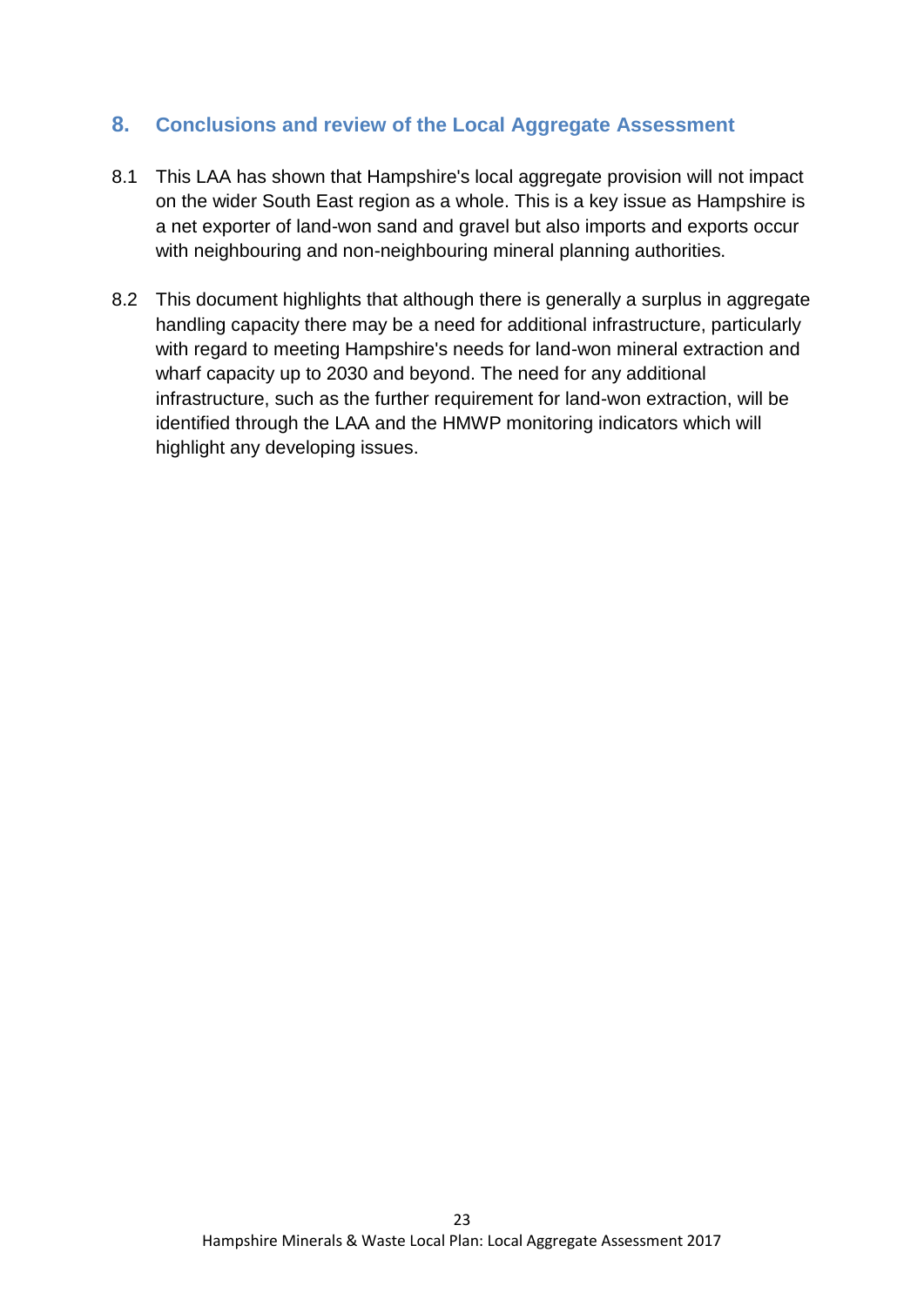## 8. Conclusions and review of the Local Aggregate Assessment

8.1 This LAA has shown that Hampshire's local aggregate provision will not impact on the wider South East region as a whole. This is a key issue as Hampshire is a net exporter of land-won sand and gravel but also imports and exports occur with neighbouring and non-neighbouring mineral planning authorities.

8.2 This document highlights that although there is generally a surplus in aggregate handling capacity there may be a need for additional infrastructure, particularly with regard to meeting Hampshire's needs for land-won mineral extraction and wharf capacity up to 2030 and beyond. The need for any additional infrastructure, such as the further requirement for land-won extraction, will be identified through the LAA and the HMWP monitoring indicators which will highlight any developing issues.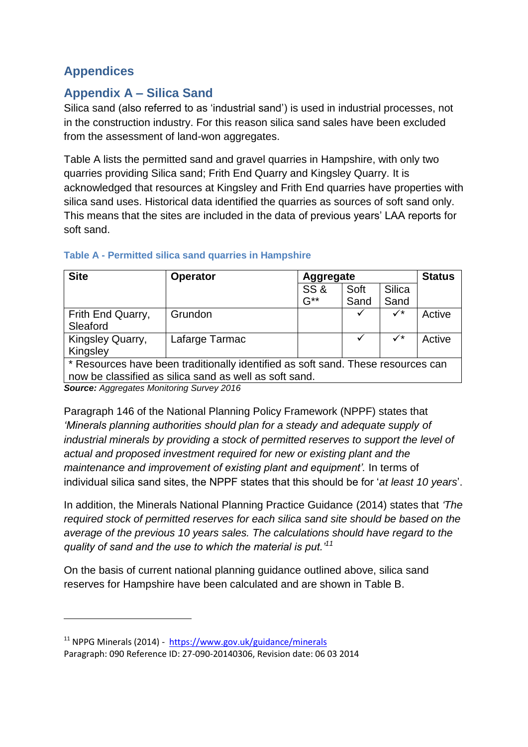# Appendices

## Appendix A – Silica Sand

Silica sand (also referred to as 'industrial sand') is used in industrial processes, not in the construction industry. For this reason silica sand sales have been excluded from the assessment of land-won aggregates.

Table A lists the permitted sand and gravel quarries in Hampshire, with only two quarries providing Silica sand; Frith End Quarry and Kingsley Quarry. It is acknowledged that resources at Kingsley and Frith End quarries have properties with silica sand uses. Historical data identified the quarries as sources of soft sand only. This means that the sites are included in the data of previous years' LAA reports for soft sand.

**Table A - Permitted silica sand quarries in Hampshire**

| Site | Operator | Aggregate | | | Status |
|---|---|---|---|---|---|
| | | SS & G** | Soft Sand | Silica Sand | |
| Frith End Quarry, Sleaford | Grundon | | ✓ | ✓* | Active |
| Kingsley Quarry, Kingsley | Lafarge Tarmac | | ✓ | ✓* | Active |
| * Resources have been traditionally identified as soft sand. These resources can now be classified as silica sand as well as soft sand. | | | | | |

***Source:*** *Aggregates Monitoring Survey 2016*

Paragraph 146 of the National Planning Policy Framework (NPPF) states that *'Minerals planning authorities should plan for a steady and adequate supply of industrial minerals by providing a stock of permitted reserves to support the level of actual and proposed investment required for new or existing plant and the maintenance and improvement of existing plant and equipment'.* In terms of individual silica sand sites, the NPPF states that this should be for '*at least 10 years*'.

In addition, the Minerals National Planning Practice Guidance (2014) states that *'The required stock of permitted reserves for each silica sand site should be based on the average of the previous 10 years sales. The calculations should have regard to the quality of sand and the use to which the material is put.'*[11]

On the basis of current national planning guidance outlined above, silica sand reserves for Hampshire have been calculated and are shown in Table B.

[11] NPPG Minerals (2014) - https://www.gov.uk/guidance/minerals
Paragraph: 090 Reference ID: 27-090-20140306, Revision date: 06 03 2014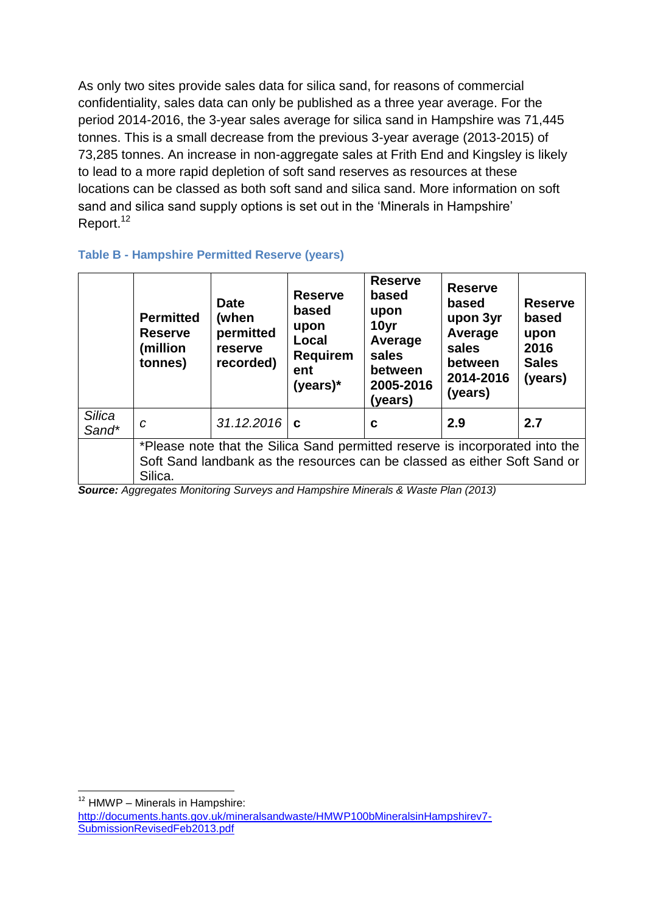As only two sites provide sales data for silica sand, for reasons of commercial confidentiality, sales data can only be published as a three year average. For the period 2014-2016, the 3-year sales average for silica sand in Hampshire was 71,445 tonnes. This is a small decrease from the previous 3-year average (2013-2015) of 73,285 tonnes. An increase in non-aggregate sales at Frith End and Kingsley is likely to lead to a more rapid depletion of soft sand reserves as resources at these locations can be classed as both soft sand and silica sand. More information on soft sand and silica sand supply options is set out in the 'Minerals in Hampshire' Report.[12]

**Table B - Hampshire Permitted Reserve (years)**

| | **Permitted Reserve (million tonnes)** | **Date (when permitted reserve recorded)** | **Reserve based upon Local Requirement (years)*** | **Reserve based upon 10yr Average sales between 2005-2016 (years)** | **Reserve based upon 3yr Average sales between 2014-2016 (years)** | **Reserve based upon 2016 Sales (years)** |
|---|---|---|---|---|---|---|
| *Silica Sand** | *c* | *31.12.2016* | **c** | **c** | **2.9** | **2.7** |
| | *Please note that the Silica Sand permitted reserve is incorporated into the Soft Sand landbank as the resources can be classed as either Soft Sand or Silica. | | | | | |

***Source:*** *Aggregates Monitoring Surveys and Hampshire Minerals & Waste Plan (2013)*

[12] HMWP – Minerals in Hampshire: http://documents.hants.gov.uk/mineralsandwaste/HMWP100bMineralsinHampshirev7-SubmissionRevisedFeb2013.pdf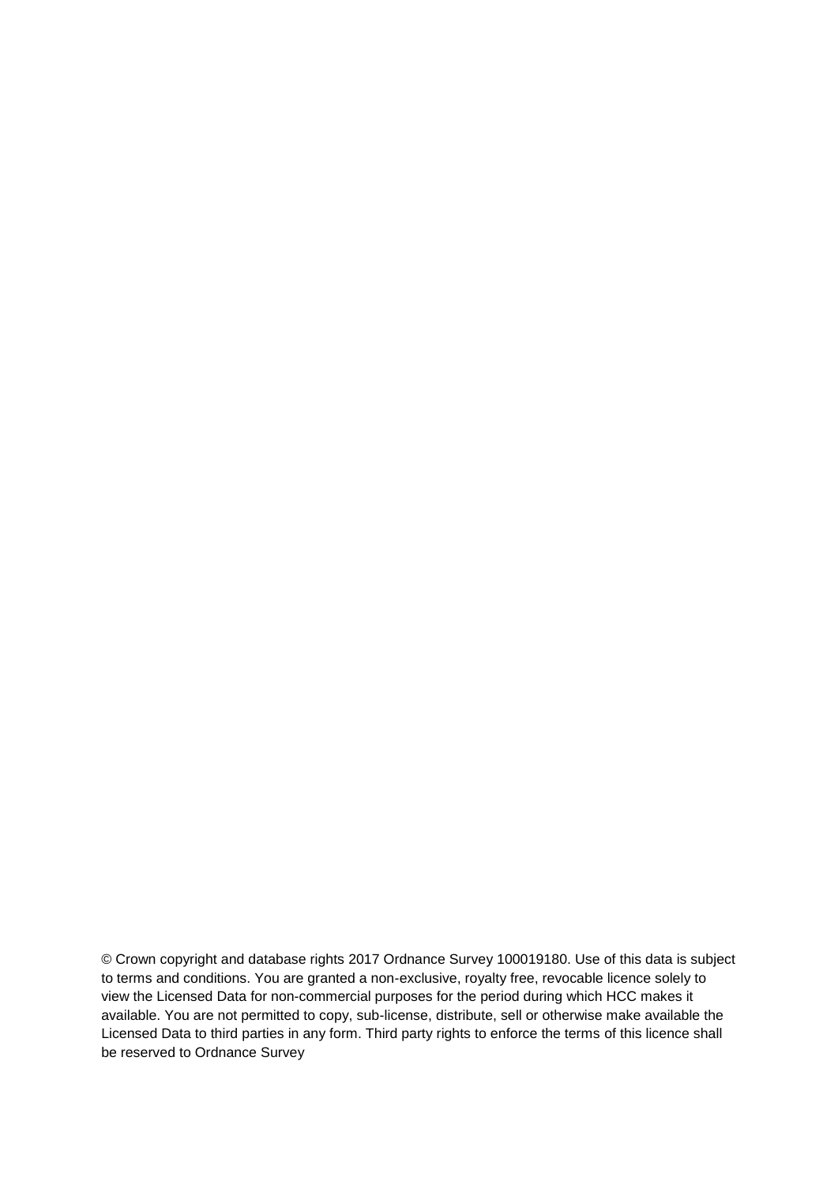© Crown copyright and database rights 2017 Ordnance Survey 100019180. Use of this data is subject to terms and conditions. You are granted a non-exclusive, royalty free, revocable licence solely to view the Licensed Data for non-commercial purposes for the period during which HCC makes it available. You are not permitted to copy, sub-license, distribute, sell or otherwise make available the Licensed Data to third parties in any form. Third party rights to enforce the terms of this licence shall be reserved to Ordnance Survey